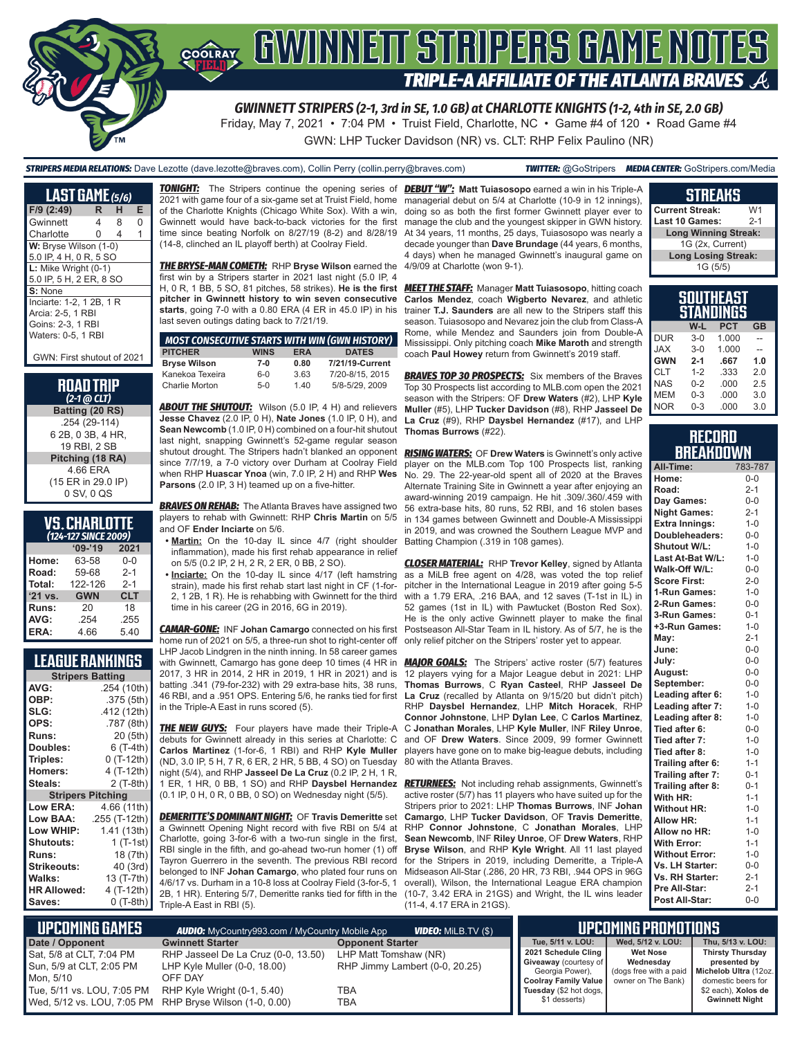# GWINNETT STRIPERS GAME NOTES

## TRIPLE-A AFFILIATE OF THE ATLANTA BRAVES

**GWINNETT STRIPERS (2-1, 3rd in SE, 1.0 GB) at CHARLOTTE KNIGHTS (1-2, 4th in SE, 2.0 GB)**

Friday, May 7, 2021 • 7:04 PM • Truist Field, Charlotte, NC • Game #4 of 120 • Road Game #4

GWN: LHP Tucker Davidson (NR) vs. CLT: RHP Felix Paulino (NR)

**STRIPERS MEDIA RELATIONS:** Dave Lezotte (dave.lezotte@braves.com), Collin Perry (collin.perry@braves.com) **TWITTER:** @GoStripers **MEDIA CENTER:** GoStripers.com/Media

## LAST GAME (5/6)

| F/9 (2:49) | R | H | E |
|---|---|---|---|
| Gwinnett | 4 | 8 | 0 |
| Charlotte | 0 | 4 | 1 |

**W:** Bryse Wilson (1-0)
5.0 IP, 4 H, 0 R, 5 SO
**L:** Mike Wright (0-1)
5.0 IP, 5 H, 2 ER, 8 SO
**S:** None
Inciarte: 1-2, 1 2B, 1 R
Arcia: 2-5, 1 RBI
Goins: 2-3, 1 RBI
Waters: 0-5, 1 RBI

GWN: First shutout of 2021

## ROAD TRIP (2-1 @ CLT)

**Batting (20 RS)**
.254 (29-114)
6 2B, 0 3B, 4 HR,
19 RBI, 2 SB
**Pitching (18 RA)**
4.66 ERA
(15 ER in 29.0 IP)
0 SV, 0 QS

## VS. CHARLOTTE (124-127 SINCE 2009)

| | '09-'19 | 2021 |
|---|---|---|
| Home: | 63-58 | 0-0 |
| Road: | 59-68 | 2-1 |
| Total: | 122-126 | 2-1 |
| '21 vs. | GWN | CLT |
| Runs: | 20 | 18 |
| AVG: | .254 | .255 |
| ERA: | 4.66 | 5.40 |

## LEAGUE RANKINGS

| Stripers Batting | |
|---|---|
| AVG: | .254 (10th) |
| OBP: | .375 (5th) |
| SLG: | .412 (12th) |
| OPS: | .787 (8th) |
| Runs: | 20 (5th) |
| Doubles: | 6 (T-4th) |
| Triples: | 0 (T-12th) |
| Homers: | 4 (T-12th) |
| Steals: | 2 (T-8th) |
| **Stripers Pitching** | |
| Low ERA: | 4.66 (11th) |
| Low BAA: | .255 (T-12th) |
| Low WHIP: | 1.41 (13th) |
| Shutouts: | 1 (T-1st) |
| Runs: | 18 (7th) |
| Strikeouts: | 40 (3rd) |
| Walks: | 13 (T-7th) |
| HR Allowed: | 4 (T-12th) |
| Saves: | 0 (T-8th) |

**TONIGHT:** The Stripers continue the opening series of 2021 with game four of a six-game set at Truist Field, home of the Charlotte Knights (Chicago White Sox). With a win, Gwinnett would have back-to-back victories for the first time since beating Norfolk on 8/27/19 (8-2) and 8/28/19 (14-8, clinched an IL playoff berth) at Coolray Field.

**THE BRYSE-MAN COMETH:** RHP **Bryse Wilson** earned the first win by a Stripers starter in 2021 last night (5.0 IP, 4 H, 0 R, 1 BB, 5 SO, 81 pitches, 58 strikes). **He is the first pitcher in Gwinnett history to win seven consecutive starts**, going 7-0 with a 0.80 ERA (4 ER in 45.0 IP) in his last seven outings dating back to 7/21/19.

**MOST CONSECUTIVE STARTS WITH WIN (GWN HISTORY)**

| PITCHER | WINS | ERA | DATES |
|---|---|---|---|
| Bryse Wilson | 7-0 | 0.80 | 7/21/19-Current |
| Kanekoa Texeira | 6-0 | 3.63 | 7/20-8/15, 2015 |
| Charlie Morton | 5-0 | 1.40 | 5/8-5/29, 2009 |

**ABOUT THE SHUTOUT:** Wilson (5.0 IP, 4 H) and relievers **Jesse Chavez** (2.0 IP, 0 H), **Nate Jones** (1.0 IP, 0 H), and **Sean Newcomb** (1.0 IP, 0 H) combined on a four-hit shutout last night, snapping Gwinnett's 52-game regular season shutout drought. The Stripers hadn't blanked an opponent since 7/7/19, a 7-0 victory over Durham at Coolray Field when RHP **Huascar Ynoa** (win, 7.0 IP, 2 H) and RHP **Wes Parsons** (2.0 IP, 3 H) teamed up on a five-hitter.

**BRAVES ON REHAB:** The Atlanta Braves have assigned two players to rehab with Gwinnett: RHP **Chris Martin** on 5/5 and OF **Ender Inciarte** on 5/6.

- **Martin:** On the 10-day IL since 4/7 (right shoulder inflammation), made his first rehab appearance in relief on 5/5 (0.2 IP, 2 H, 2 R, 2 ER, 0 BB, 2 SO).
- **Inciarte:** On the 10-day IL since 4/17 (left hamstring strain), made his first rehab start last night in CF (1-for-2, 1 2B, 1 R). He is rehabbing with Gwinnett for the third time in his career (2G in 2016, 6G in 2019).

**CAMAR-GONE:** INF **Johan Camargo** connected on his first home run of 2021 on 5/5, a three-run shot to right-center off LHP Jacob Lindgren in the ninth inning. In 58 career games with Gwinnett, Camargo has gone deep 10 times (4 HR in 2017, 3 HR in 2014, 2 HR in 2019, 1 HR in 2021) and is batting .341 (79-for-232) with 29 extra-base hits, 38 runs, 46 RBI, and a .951 OPS. Entering 5/6, he ranks tied for first in the Triple-A East in runs scored (5).

**THE NEW GUYS:** Four players have made their Triple-A debuts for Gwinnett already in this series at Charlotte: C **Carlos Martinez** (1-for-6, 1 RBI) and RHP **Kyle Muller** (ND, 3.0 IP, 5 H, 7 R, 6 ER, 2 HR, 5 BB, 4 SO) on Tuesday night (5/4), and RHP **Jasseel De La Cruz** (0.2 IP, 2 H, 1 R, 1 ER, 1 HR, 0 BB, 1 SO) and RHP **Daysbel Hernandez** (0.1 IP, 0 H, 0 R, 0 BB, 0 SO) on Wednesday night (5/5).

**DEMERITTE'S DOMINANT NIGHT:** OF **Travis Demeritte** set a Gwinnett Opening Night record with five RBI on 5/4 at Charlotte, going 3-for-6 with a two-run single in the first, RBI single in the fifth, and go-ahead two-run homer (1) off Tayron Guerrero in the seventh. The previous RBI record belonged to INF **Johan Camargo**, who plated four runs on 4/6/17 vs. Durham in a 10-8 loss at Coolray Field (3-for-5, 1 2B, 1 HR). Entering 5/7, Demeritte ranks tied for fifth in the Triple-A East in RBI (5).

**DEBUT "W":** **Matt Tuiasosopo** earned a win in his Triple-A managerial debut on 5/4 at Charlotte (10-9 in 12 innings), doing so as both the first former Gwinnett player ever to manage the club and the youngest skipper in GWN history. At 34 years, 11 months, 25 days, Tuiasosopo was nearly a decade younger than **Dave Brundage** (44 years, 6 months, 4 days) when he managed Gwinnett's inaugural game on 4/9/09 at Charlotte (won 9-1).

**MEET THE STAFF:** Manager **Matt Tuiasosopo**, hitting coach **Carlos Mendez**, coach **Wigberto Nevarez**, and athletic trainer **T.J. Saunders** are all new to the Stripers staff this season. Tuiasosopo and Nevarez join the club from Class-A Rome, while Mendez and Saunders join from Double-A Mississippi. Only pitching coach **Mike Maroth** and strength coach **Paul Howey** return from Gwinnett's 2019 staff.

**BRAVES TOP 30 PROSPECTS:** Six members of the Braves Top 30 Prospects list according to MLB.com open the 2021 season with the Stripers: OF **Drew Waters** (#2), LHP **Kyle Muller** (#5), LHP **Tucker Davidson** (#8), RHP **Jasseel De La Cruz** (#9), RHP **Daysbel Hernandez** (#17), and LHP **Thomas Burrows** (#22).

**RISING WATERS:** OF **Drew Waters** is Gwinnett's only active player on the MLB.com Top 100 Prospects list, ranking No. 29. The 22-year-old spent all of 2020 at the Braves Alternate Training Site in Gwinnett a year after enjoying an award-winning 2019 campaign. He hit .309/.360/.459 with 56 extra-base hits, 80 runs, 52 RBI, and 16 stolen bases in 134 games between Gwinnett and Double-A Mississippi in 2019, and was crowned the Southern League MVP and Batting Champion (.319 in 108 games).

**CLOSER MATERIAL:** RHP **Trevor Kelley**, signed by Atlanta as a MiLB free agent on 4/28, was voted the top relief pitcher in the International League in 2019 after going 5-5 with a 1.79 ERA, .216 BAA, and 12 saves (T-1st in IL) in 52 games (1st in IL) with Pawtucket (Boston Red Sox). He is the only active Gwinnett player to make the final Postseason All-Star Team in IL history. As of 5/7, he is the only relief pitcher on the Stripers' roster yet to appear.

**MAJOR GOALS:** The Stripers' active roster (5/7) features 12 players vying for a Major League debut in 2021: LHP **Thomas Burrows**, C **Ryan Casteel**, RHP **Jasseel De La Cruz** (recalled by Atlanta on 9/15/20 but didn't pitch), RHP **Daysbel Hernandez**, LHP **Mitch Horacek**, RHP **Connor Johnstone**, LHP **Dylan Lee**, C **Carlos Martinez**, C **Jonathan Morales**, LHP **Kyle Muller**, INF **Riley Unroe**, and OF **Drew Waters**. Since 2009, 99 former Gwinnett players have gone on to make big-league debuts, including 80 with the Atlanta Braves.

**RETURNEES:** Not including rehab assignments, Gwinnett's active roster (5/7) has 11 players who have suited up for the Stripers prior to 2021: LHP **Thomas Burrows**, INF **Johan Camargo**, LHP **Tucker Davidson**, OF **Travis Demeritte**, RHP **Connor Johnstone**, C **Jonathan Morales**, LHP **Sean Newcomb**, INF **Riley Unroe**, OF **Drew Waters**, RHP **Bryse Wilson**, and RHP **Kyle Wright**. All 11 last played for the Stripers in 2019, including Demeritte, a Triple-A Midseason All-Star (.286, 20 HR, 73 RBI, .944 OPS in 96G overall), Wilson, the International League ERA champion (10-7, 3.42 ERA in 21GS) and Wright, the IL wins leader (11-4, 4.17 ERA in 21GS).

## STREAKS

| | |
|---|---|
| Current Streak: | W1 |
| Last 10 Games: | 2-1 |
| **Long Winning Streak:** | |
| 1G (2x, Current) | |
| **Long Losing Streak:** | |
| 1G (5/5) | |

## SOUTHEAST STANDINGS

| | W-L | PCT | GB |
|---|---|---|---|
| DUR | 3-0 | 1.000 | -- |
| JAX | 3-0 | 1.000 | -- |
| **GWN** | **2-1** | **.667** | **1.0** |
| CLT | 1-2 | .333 | 2.0 |
| NAS | 0-2 | .000 | 2.5 |
| MEM | 0-3 | .000 | 3.0 |
| NOR | 0-3 | .000 | 3.0 |

## RECORD BREAKDOWN

| | |
|---|---|
| All-Time: | 783-787 |
| Home: | 0-0 |
| Road: | 2-1 |
| Day Games: | 0-0 |
| Night Games: | 2-1 |
| Extra Innings: | 1-0 |
| Doubleheaders: | 0-0 |
| Shutout W/L: | 1-0 |
| Last At-Bat W/L: | 1-0 |
| Walk-Off W/L: | 0-0 |
| Score First: | 2-0 |
| 1-Run Games: | 1-0 |
| 2-Run Games: | 0-0 |
| 3-Run Games: | 0-1 |
| +3-Run Games: | 1-0 |
| May: | 2-1 |
| June: | 0-0 |
| July: | 0-0 |
| August: | 0-0 |
| September: | 0-0 |
| Leading after 6: | 1-0 |
| Leading after 7: | 1-0 |
| Leading after 8: | 1-0 |
| Tied after 6: | 0-0 |
| Tied after 7: | 1-0 |
| Tied after 8: | 1-0 |
| Trailing after 6: | 1-1 |
| Trailing after 7: | 0-1 |
| Trailing after 8: | 0-1 |
| With HR: | 1-1 |
| Without HR: | 1-0 |
| Allow HR: | 1-1 |
| Allow no HR: | 1-0 |
| With Error: | 1-1 |
| Without Error: | 1-0 |
| Vs. LH Starter: | 0-0 |
| Vs. RH Starter: | 2-1 |
| Pre All-Star: | 2-1 |
| Post All-Star: | 0-0 |

## UPCOMING GAMES

**AUDIO:** MyCountry993.com / MyCountry Mobile App **VIDEO:** MiLB.TV ($)

| Date / Opponent | Gwinnett Starter | Opponent Starter |
|---|---|---|
| Sat, 5/8 at CLT, 7:04 PM | RHP Jasseel De La Cruz (0-0, 13.50) | LHP Matt Tomshaw (NR) |
| Sun, 5/9 at CLT, 2:05 PM | LHP Kyle Muller (0-0, 18.00) | RHP Jimmy Lambert (0-0, 20.25) |
| Mon, 5/10 | OFF DAY | |
| Tue, 5/11 vs. LOU, 7:05 PM | RHP Kyle Wright (0-1, 5.40) | TBA |
| Wed, 5/12 vs. LOU, 7:05 PM | RHP Bryse Wilson (1-0, 0.00) | TBA |

## UPCOMING PROMOTIONS

| Tue, 5/11 v. LOU: | Wed, 5/12 v. LOU: | Thu, 5/13 v. LOU: |
|---|---|---|
| **2021 Schedule Cling Giveaway** (courtesy of Georgia Power), **Coolray Family Value Tuesday** ($2 hot dogs, $1 desserts) | **Wet Nose Wednesday** (dogs free with a paid owner on The Bank) | **Thirsty Thursday presented by Michelob Ultra** (12oz. domestic beers for $2 each), **Xolos de Gwinnett Night** |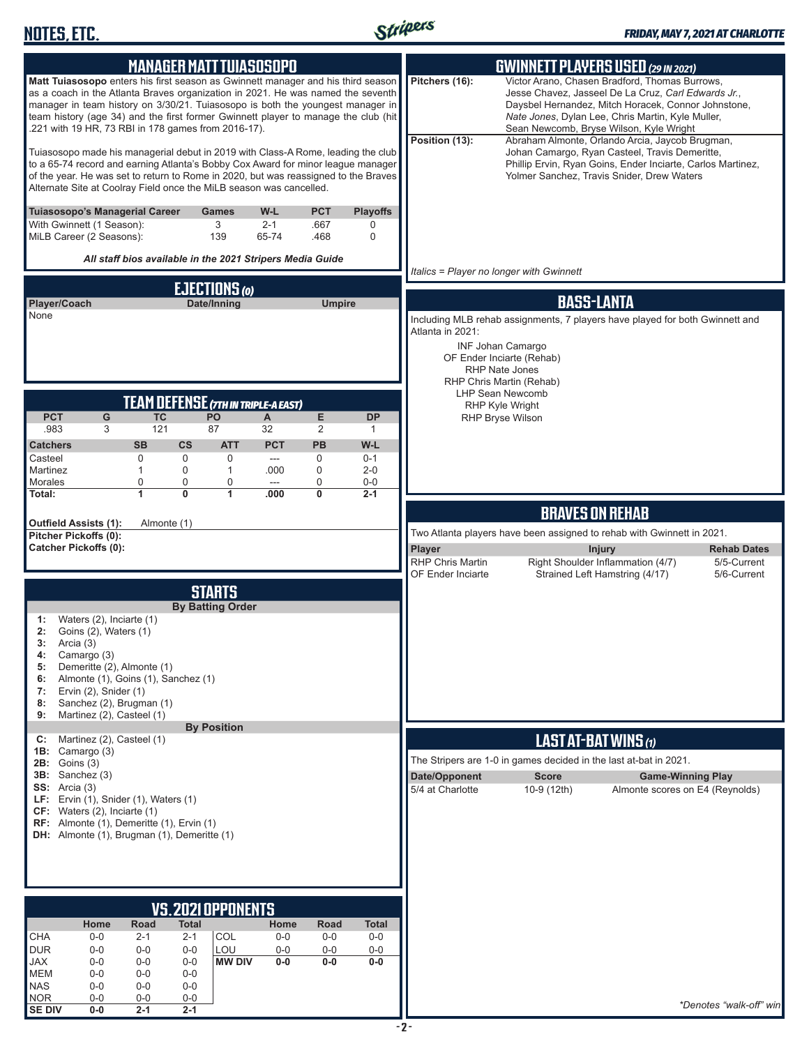## MANAGER MATT TUIASOSOPO

**Matt Tuiasosopo** enters his first season as Gwinnett manager and his third season as a coach in the Atlanta Braves organization in 2021. He was named the seventh manager in team history on 3/30/21. Tuiasosopo is both the youngest manager in team history (age 34) and the first former Gwinnett player to manage the club (hit .221 with 19 HR, 73 RBI in 178 games from 2016-17).

Tuiasosopo made his managerial debut in 2019 with Class-A Rome, leading the club to a 65-74 record and earning Atlanta's Bobby Cox Award for minor league manager of the year. He was set to return to Rome in 2020, but was reassigned to the Braves Alternate Site at Coolray Field once the MiLB season was cancelled.

| Tuiasosopo's Managerial Career | Games | W-L | PCT | Playoffs |
|---|---|---|---|---|
| With Gwinnett (1 Season): | 3 | 2-1 | .667 | 0 |
| MiLB Career (2 Seasons): | 139 | 65-74 | .468 | 0 |

*All staff bios available in the 2021 Stripers Media Guide*

## EJECTIONS (0)

| Player/Coach | Date/Inning | Umpire |
|---|---|---|
| None | | |

## TEAM DEFENSE (7TH IN TRIPLE-A EAST)

| PCT | G | TC | PO | A | E | DP |
|---|---|---|---|---|---|---|
| .983 | 3 | 121 | 87 | 32 | 2 | 1 |

| Catchers | SB | CS | ATT | PCT | PB | W-L |
|---|---|---|---|---|---|---|
| Casteel | 0 | 0 | 0 | --- | 0 | 0-1 |
| Martinez | 1 | 0 | 1 | .000 | 0 | 2-0 |
| Morales | 0 | 0 | 0 | --- | 0 | 0-0 |
| **Total:** | **1** | **0** | **1** | **.000** | **0** | **2-1** |

**Outfield Assists (1):** Almonte (1)
**Pitcher Pickoffs (0):**
**Catcher Pickoffs (0):**

## STARTS

### By Batting Order

- **1:** Waters (2), Inciarte (1)
- **2:** Goins (2), Waters (1)
- **3:** Arcia (3)
- **4:** Camargo (3)
- **5:** Demeritte (2), Almonte (1)
- **6:** Almonte (1), Goins (1), Sanchez (1)
- **7:** Ervin (2), Snider (1)
- **8:** Sanchez (2), Brugman (1)
- **9:** Martinez (2), Casteel (1)

### By Position

- **C:** Martinez (2), Casteel (1)
- **1B:** Camargo (3)
- **2B:** Goins (3)
- **3B:** Sanchez (3)
- **SS:** Arcia (3)
- **LF:** Ervin (1), Snider (1), Waters (1)
- **CF:** Waters (2), Inciarte (1)
- **RF:** Almonte (1), Demeritte (1), Ervin (1)
- **DH:** Almonte (1), Brugman (1), Demeritte (1)

## VS. 2021 OPPONENTS

| | Home | Road | Total | | Home | Road | Total |
|---|---|---|---|---|---|---|---|
| CHA | 0-0 | 2-1 | 2-1 | COL | 0-0 | 0-0 | 0-0 |
| DUR | 0-0 | 0-0 | 0-0 | LOU | 0-0 | 0-0 | 0-0 |
| JAX | 0-0 | 0-0 | 0-0 | **MW DIV** | **0-0** | **0-0** | **0-0** |
| MEM | 0-0 | 0-0 | 0-0 | | | | |
| NAS | 0-0 | 0-0 | 0-0 | | | | |
| NOR | 0-0 | 0-0 | 0-0 | | | | |
| **SE DIV** | **0-0** | **2-1** | **2-1** | | | | |

## GWINNETT PLAYERS USED (29 IN 2021)

**Pitchers (16):** Victor Arano, Chasen Bradford, Thomas Burrows, Jesse Chavez, Jasseel De La Cruz, *Carl Edwards Jr.*, Daysbel Hernandez, Mitch Horacek, Connor Johnstone, *Nate Jones*, Dylan Lee, Chris Martin, Kyle Muller, Sean Newcomb, Bryse Wilson, Kyle Wright

**Position (13):** Abraham Almonte, Orlando Arcia, Jaycob Brugman, Johan Camargo, Ryan Casteel, Travis Demeritte, Phillip Ervin, Ryan Goins, Ender Inciarte, Carlos Martinez, Yolmer Sanchez, Travis Snider, Drew Waters

*Italics = Player no longer with Gwinnett*

## BASS-LANTA

Including MLB rehab assignments, 7 players have played for both Gwinnett and Atlanta in 2021:

- INF Johan Camargo
- OF Ender Inciarte (Rehab)
- RHP Nate Jones
- RHP Chris Martin (Rehab)
- LHP Sean Newcomb
- RHP Kyle Wright
- RHP Bryse Wilson

## BRAVES ON REHAB

Two Atlanta players have been assigned to rehab with Gwinnett in 2021.

| Player | Injury | Rehab Dates |
|---|---|---|
| RHP Chris Martin | Right Shoulder Inflammation (4/7) | 5/5-Current |
| OF Ender Inciarte | Strained Left Hamstring (4/17) | 5/6-Current |

## LAST AT-BAT WINS (1)

The Stripers are 1-0 in games decided in the last at-bat in 2021.

| Date/Opponent | Score | Game-Winning Play |
|---|---|---|
| 5/4 at Charlotte | 10-9 (12th) | Almonte scores on E4 (Reynolds) |

*\*Denotes "walk-off" win*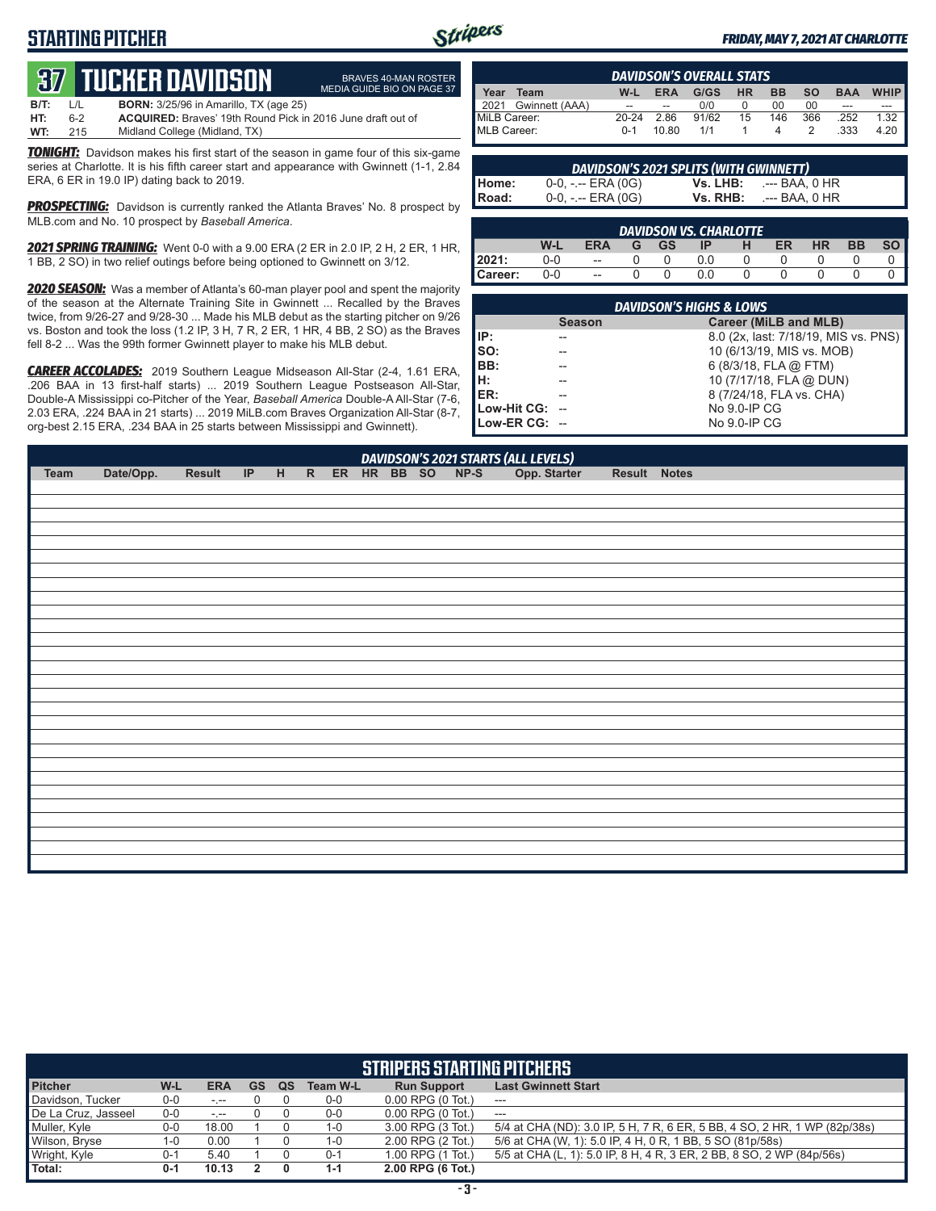## STARTING PITCHER

*FRIDAY, MAY 7, 2021 AT CHARLOTTE*

# 37 TUCKER DAVIDSON

BRAVES 40-MAN ROSTER
MEDIA GUIDE BIO ON PAGE 37

**B/T:** L/L **BORN:** 3/25/96 in Amarillo, TX (age 25)
**HT:** 6-2 **ACQUIRED:** Braves' 19th Round Pick in 2016 June draft out of
**WT:** 215 Midland College (Midland, TX)

***TONIGHT:*** Davidson makes his first start of the season in game four of this six-game series at Charlotte. It is his fifth career start and appearance with Gwinnett (1-1, 2.84 ERA, 6 ER in 19.0 IP) dating back to 2019.

***PROSPECTING:*** Davidson is currently ranked the Atlanta Braves' No. 8 prospect by MLB.com and No. 10 prospect by *Baseball America*.

***2021 SPRING TRAINING:*** Went 0-0 with a 9.00 ERA (2 ER in 2.0 IP, 2 H, 2 ER, 1 HR, 1 BB, 2 SO) in two relief outings before being optioned to Gwinnett on 3/12.

***2020 SEASON:*** Was a member of Atlanta's 60-man player pool and spent the majority of the season at the Alternate Training Site in Gwinnett ... Recalled by the Braves twice, from 9/26-27 and 9/28-30 ... Made his MLB debut as the starting pitcher on 9/26 vs. Boston and took the loss (1.2 IP, 3 H, 7 R, 2 ER, 1 HR, 4 BB, 2 SO) as the Braves fell 8-2 ... Was the 99th former Gwinnett player to make his MLB debut.

***CAREER ACCOLADES:*** 2019 Southern League Midseason All-Star (2-4, 1.61 ERA, .206 BAA in 13 first-half starts) ... 2019 Southern League Postseason All-Star, Double-A Mississippi co-Pitcher of the Year, *Baseball America* Double-A All-Star (7-6, 2.03 ERA, .224 BAA in 21 starts) ... 2019 MiLB.com Braves Organization All-Star (8-7, org-best 2.15 ERA, .234 BAA in 25 starts between Mississippi and Gwinnett).

### DAVIDSON'S OVERALL STATS

| Year | Team | W-L | ERA | G/GS | HR | BB | SO | BAA | WHIP |
|---|---|---|---|---|---|---|---|---|---|
| 2021 | Gwinnett (AAA) | -- | -- | 0/0 | 0 | 00 | 00 | --- | --- |
| MiLB Career: | | 20-24 | 2.86 | 91/62 | 15 | 146 | 366 | .252 | 1.32 |
| MLB Career: | | 0-1 | 10.80 | 1/1 | 1 | 4 | 2 | .333 | 4.20 |

### DAVIDSON'S 2021 SPLITS (WITH GWINNETT)

| | | | |
|---|---|---|---|
| Home: | 0-0, -.-- ERA (0G) | Vs. LHB: | .--- BAA, 0 HR |
| Road: | 0-0, -.-- ERA (0G) | Vs. RHB: | .--- BAA, 0 HR |

### DAVIDSON VS. CHARLOTTE

| | W-L | ERA | G | GS | IP | H | ER | HR | BB | SO |
|---|---|---|---|---|---|---|---|---|---|---|
| 2021: | 0-0 | -- | 0 | 0 | 0.0 | 0 | 0 | 0 | 0 | 0 |
| Career: | 0-0 | -- | 0 | 0 | 0.0 | 0 | 0 | 0 | 0 | 0 |

### DAVIDSON'S HIGHS & LOWS

| | Season | Career (MiLB and MLB) |
|---|---|---|
| IP: | -- | 8.0 (2x, last: 7/18/19, MIS vs. PNS) |
| SO: | -- | 10 (6/13/19, MIS vs. MOB) |
| BB: | -- | 6 (8/3/18, FLA @ FTM) |
| H: | -- | 10 (7/17/18, FLA @ DUN) |
| ER: | -- | 8 (7/24/18, FLA vs. CHA) |
| Low-Hit CG: | -- | No 9.0-IP CG |
| Low-ER CG: | -- | No 9.0-IP CG |

### DAVIDSON'S 2021 STARTS (ALL LEVELS)

| Team | Date/Opp. | Result | IP | H | R | ER | HR | BB | SO | NP-S | Opp. Starter | Result | Notes |
|---|---|---|---|---|---|---|---|---|---|---|---|---|---|

### STRIPERS STARTING PITCHERS

| Pitcher | W-L | ERA | GS | QS | Team W-L | Run Support | Last Gwinnett Start |
|---|---|---|---|---|---|---|---|
| Davidson, Tucker | 0-0 | -.-- | 0 | 0 | 0-0 | 0.00 RPG (0 Tot.) | --- |
| De La Cruz, Jasseel | 0-0 | -.-- | 0 | 0 | 0-0 | 0.00 RPG (0 Tot.) | --- |
| Muller, Kyle | 0-0 | 18.00 | 1 | 0 | 1-0 | 3.00 RPG (3 Tot.) | 5/4 at CHA (ND): 3.0 IP, 5 H, 7 R, 6 ER, 5 BB, 4 SO, 2 HR, 1 WP (82p/38s) |
| Wilson, Bryse | 1-0 | 0.00 | 1 | 0 | 1-0 | 2.00 RPG (2 Tot.) | 5/6 at CHA (W, 1): 5.0 IP, 4 H, 0 R, 1 BB, 5 SO (81p/58s) |
| Wright, Kyle | 0-1 | 5.40 | 1 | 0 | 0-1 | 1.00 RPG (1 Tot.) | 5/5 at CHA (L, 1): 5.0 IP, 8 H, 4 R, 3 ER, 2 BB, 8 SO, 2 WP (84p/56s) |
| **Total:** | **0-1** | **10.13** | **2** | **0** | **1-1** | **2.00 RPG (6 Tot.)** | |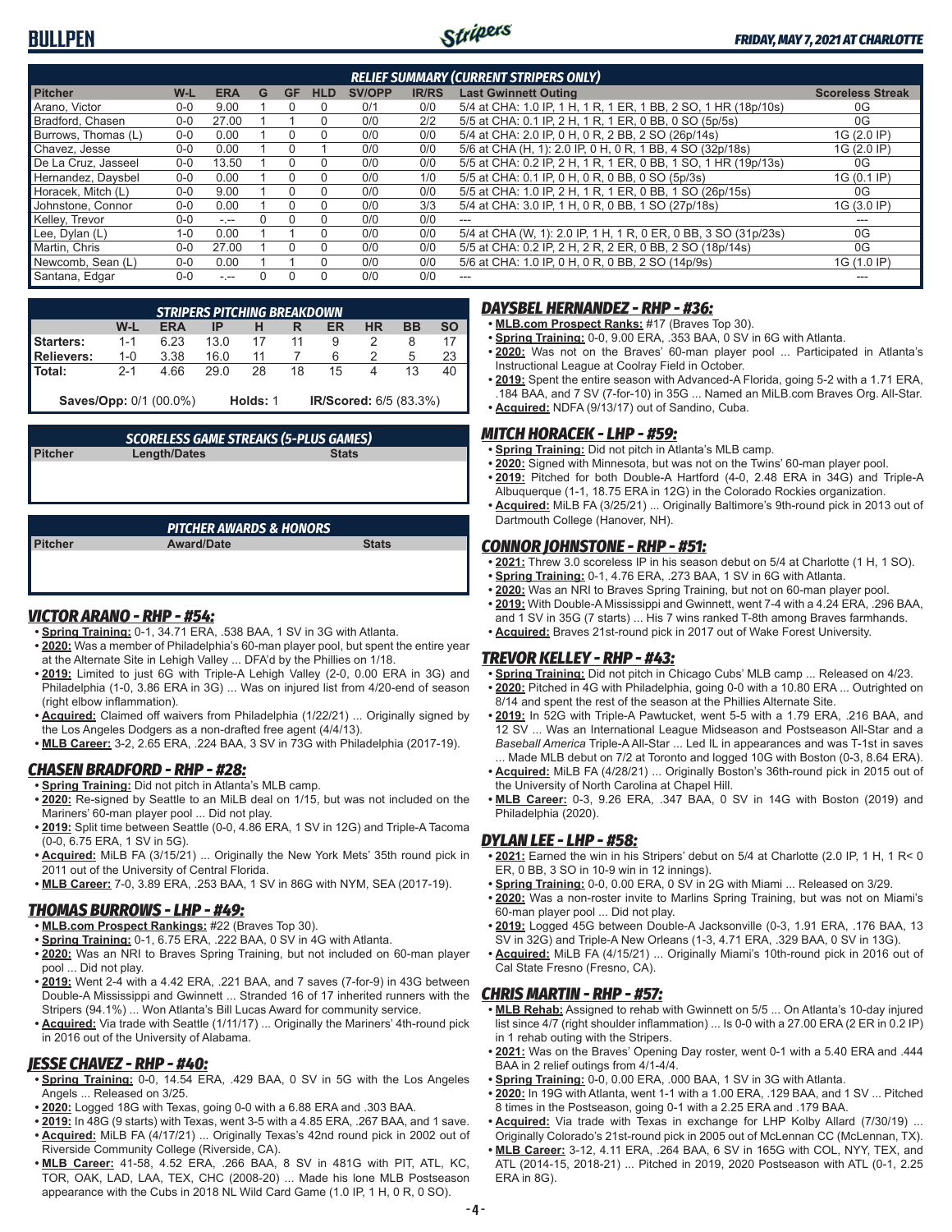# BULLPEN

*FRIDAY, MAY 7, 2021 AT CHARLOTTE*

## RELIEF SUMMARY (CURRENT STRIPERS ONLY)

| Pitcher | W-L | ERA | G | GF | HLD | SV/OPP | IR/RS | Last Gwinnett Outing | Scoreless Streak |
|---|---|---|---|---|---|---|---|---|---|
| Arano, Victor | 0-0 | 9.00 | 1 | 0 | 0 | 0/1 | 0/0 | 5/4 at CHA: 1.0 IP, 1 H, 1 R, 1 ER, 1 BB, 2 SO, 1 HR (18p/10s) | 0G |
| Bradford, Chasen | 0-0 | 27.00 | 1 | 1 | 0 | 0/0 | 2/2 | 5/5 at CHA: 0.1 IP, 2 H, 1 R, 1 ER, 0 BB, 0 SO (5p/5s) | 0G |
| Burrows, Thomas (L) | 0-0 | 0.00 | 1 | 0 | 0 | 0/0 | 0/0 | 5/4 at CHA: 2.0 IP, 0 H, 0 R, 2 BB, 2 SO (26p/14s) | 1G (2.0 IP) |
| Chavez, Jesse | 0-0 | 0.00 | 1 | 0 | 1 | 0/0 | 0/0 | 5/6 at CHA (H, 1): 2.0 IP, 0 H, 0 R, 1 BB, 4 SO (32p/18s) | 1G (2.0 IP) |
| De La Cruz, Jasseel | 0-0 | 13.50 | 1 | 0 | 0 | 0/0 | 0/0 | 5/5 at CHA: 0.2 IP, 2 H, 1 R, 1 ER, 0 BB, 1 SO, 1 HR (19p/13s) | 0G |
| Hernandez, Daysbel | 0-0 | 0.00 | 1 | 0 | 0 | 0/0 | 1/0 | 5/5 at CHA: 0.1 IP, 0 H, 0 R, 0 BB, 0 SO (5p/3s) | 1G (0.1 IP) |
| Horacek, Mitch (L) | 0-0 | 9.00 | 1 | 0 | 0 | 0/0 | 0/0 | 5/5 at CHA: 1.0 IP, 2 H, 1 R, 1 ER, 0 BB, 1 SO (26p/15s) | 0G |
| Johnstone, Connor | 0-0 | 0.00 | 1 | 0 | 0 | 0/0 | 3/3 | 5/4 at CHA: 3.0 IP, 1 H, 0 R, 0 BB, 1 SO (27p/18s) | 1G (3.0 IP) |
| Kelley, Trevor | 0-0 | -.-- | 0 | 0 | 0 | 0/0 | 0/0 | --- | --- |
| Lee, Dylan (L) | 1-0 | 0.00 | 1 | 1 | 0 | 0/0 | 0/0 | 5/4 at CHA (W, 1): 2.0 IP, 1 H, 1 R, 0 ER, 0 BB, 3 SO (31p/23s) | 0G |
| Martin, Chris | 0-0 | 27.00 | 1 | 0 | 0 | 0/0 | 0/0 | 5/5 at CHA: 0.2 IP, 2 H, 2 R, 2 ER, 0 BB, 2 SO (18p/14s) | 0G |
| Newcomb, Sean (L) | 0-0 | 0.00 | 1 | 1 | 0 | 0/0 | 0/0 | 5/6 at CHA: 1.0 IP, 0 H, 0 R, 0 BB, 2 SO (14p/9s) | 1G (1.0 IP) |
| Santana, Edgar | 0-0 | -.-- | 0 | 0 | 0 | 0/0 | 0/0 | --- | --- |

## STRIPERS PITCHING BREAKDOWN

| | W-L | ERA | IP | H | R | ER | HR | BB | SO |
|---|---|---|---|---|---|---|---|---|---|
| **Starters:** | 1-1 | 6.23 | 13.0 | 17 | 11 | 9 | 2 | 8 | 17 |
| **Relievers:** | 1-0 | 3.38 | 16.0 | 11 | 7 | 6 | 2 | 5 | 23 |
| **Total:** | 2-1 | 4.66 | 29.0 | 28 | 18 | 15 | 4 | 13 | 40 |

**Saves/Opp:** 0/1 (00.0%) **Holds:** 1 **IR/Scored:** 6/5 (83.3%)

## SCORELESS GAME STREAKS (5-PLUS GAMES)

| Pitcher | Length/Dates | Stats |
|---|---|---|

## PITCHER AWARDS & HONORS

| Pitcher | Award/Date | Stats |
|---|---|---|

## VICTOR ARANO - RHP - #54:

- **Spring Training:** 0-1, 34.71 ERA, .538 BAA, 1 SV in 3G with Atlanta.
- **2020:** Was a member of Philadelphia's 60-man player pool, but spent the entire year at the Alternate Site in Lehigh Valley ... DFA'd by the Phillies on 1/18.
- **2019:** Limited to just 6G with Triple-A Lehigh Valley (2-0, 0.00 ERA in 3G) and Philadelphia (1-0, 3.86 ERA in 3G) ... Was on injured list from 4/20-end of season (right elbow inflammation).
- **Acquired:** Claimed off waivers from Philadelphia (1/22/21) ... Originally signed by the Los Angeles Dodgers as a non-drafted free agent (4/4/13).
- **MLB Career:** 3-2, 2.65 ERA, .224 BAA, 3 SV in 73G with Philadelphia (2017-19).

## CHASEN BRADFORD - RHP - #28:

- **Spring Training:** Did not pitch in Atlanta's MLB camp.
- **2020:** Re-signed by Seattle to an MiLB deal on 1/15, but was not included on the Mariners' 60-man player pool ... Did not play.
- **2019:** Split time between Seattle (0-0, 4.86 ERA, 1 SV in 12G) and Triple-A Tacoma (0-0, 6.75 ERA, 1 SV in 5G).
- **Acquired:** MiLB FA (3/15/21) ... Originally the New York Mets' 35th round pick in 2011 out of the University of Central Florida.
- **MLB Career:** 7-0, 3.89 ERA, .253 BAA, 1 SV in 86G with NYM, SEA (2017-19).

## THOMAS BURROWS - LHP - #49:

- **MLB.com Prospect Rankings:** #22 (Braves Top 30).
- **Spring Training:** 0-1, 6.75 ERA, .222 BAA, 0 SV in 4G with Atlanta.
- **2020:** Was an NRI to Braves Spring Training, but not included on 60-man player pool ... Did not play.
- **2019:** Went 2-4 with a 4.42 ERA, .221 BAA, and 7 saves (7-for-9) in 43G between Double-A Mississippi and Gwinnett ... Stranded 16 of 17 inherited runners with the Stripers (94.1%) ... Won Atlanta's Bill Lucas Award for community service.
- **Acquired:** Via trade with Seattle (1/11/17) ... Originally the Mariners' 4th-round pick in 2016 out of the University of Alabama.

## JESSE CHAVEZ - RHP - #40:

- **Spring Training:** 0-0, 14.54 ERA, .429 BAA, 0 SV in 5G with the Los Angeles Angels ... Released on 3/25.
- **2020:** Logged 18G with Texas, going 0-0 with a 6.88 ERA and .303 BAA.
- **2019:** In 48G (9 starts) with Texas, went 3-5 with a 4.85 ERA, .267 BAA, and 1 save.
- **Acquired:** MiLB FA (4/17/21) ... Originally Texas's 42nd round pick in 2002 out of Riverside Community College (Riverside, CA).
- **MLB Career:** 41-58, 4.52 ERA, .266 BAA, 8 SV in 481G with PIT, ATL, KC, TOR, OAK, LAD, LAA, TEX, CHC (2008-20) ... Made his lone MLB Postseason appearance with the Cubs in 2018 NL Wild Card Game (1.0 IP, 1 H, 0 R, 0 SO).

## DAYSBEL HERNANDEZ - RHP - #36:

- **MLB.com Prospect Ranks:** #17 (Braves Top 30).
- **Spring Training:** 0-0, 9.00 ERA, .353 BAA, 0 SV in 6G with Atlanta.
- **2020:** Was not on the Braves' 60-man player pool ... Participated in Atlanta's Instructional League at Coolray Field in October.
- **2019:** Spent the entire season with Advanced-A Florida, going 5-2 with a 1.71 ERA, .184 BAA, and 7 SV (7-for-10) in 35G ... Named an MiLB.com Braves Org. All-Star.
- **Acquired:** NDFA (9/13/17) out of Sandino, Cuba.

## MITCH HORACEK - LHP - #59:

- **Spring Training:** Did not pitch in Atlanta's MLB camp.
- **2020:** Signed with Minnesota, but was not on the Twins' 60-man player pool.
- **2019:** Pitched for both Double-A Hartford (4-0, 2.48 ERA in 34G) and Triple-A Albuquerque (1-1, 18.75 ERA in 12G) in the Colorado Rockies organization.
- **Acquired:** MiLB FA (3/25/21) ... Originally Baltimore's 9th-round pick in 2013 out of Dartmouth College (Hanover, NH).

## CONNOR JOHNSTONE - RHP - #51:

- **2021:** Threw 3.0 scoreless IP in his season debut on 5/4 at Charlotte (1 H, 1 SO).
- **Spring Training:** 0-1, 4.76 ERA, .273 BAA, 1 SV in 6G with Atlanta.
- **2020:** Was an NRI to Braves Spring Training, but not on 60-man player pool.
- **2019:** With Double-A Mississippi and Gwinnett, went 7-4 with a 4.24 ERA, .296 BAA, and 1 SV in 35G (7 starts) ... His 7 wins ranked T-8th among Braves farmhands.
- **Acquired:** Braves 21st-round pick in 2017 out of Wake Forest University.

## TREVOR KELLEY - RHP - #43:

- **Spring Training:** Did not pitch in Chicago Cubs' MLB camp ... Released on 4/23.
- **2020:** Pitched in 4G with Philadelphia, going 0-0 with a 10.80 ERA ... Outrighted on 8/14 and spent the rest of the season at the Phillies Alternate Site.
- **2019:** In 52G with Triple-A Pawtucket, went 5-5 with a 1.79 ERA, .216 BAA, and 12 SV ... Was an International League Midseason and Postseason All-Star and a *Baseball America* Triple-A All-Star ... Led IL in appearances and was T-1st in saves ... Made MLB debut on 7/2 at Toronto and logged 10G with Boston (0-3, 8.64 ERA).
- **Acquired:** MiLB FA (4/28/21) ... Originally Boston's 36th-round pick in 2015 out of the University of North Carolina at Chapel Hill.
- **MLB Career:** 0-3, 9.26 ERA, .347 BAA, 0 SV in 14G with Boston (2019) and Philadelphia (2020).

## DYLAN LEE - LHP - #58:

- **2021:** Earned the win in his Stripers' debut on 5/4 at Charlotte (2.0 IP, 1 H, 1 R< 0 ER, 0 BB, 3 SO in 10-9 win in 12 innings).
- **Spring Training:** 0-0, 0.00 ERA, 0 SV in 2G with Miami ... Released on 3/29.
- **2020:** Was a non-roster invite to Marlins Spring Training, but was not on Miami's 60-man player pool ... Did not play.
- **2019:** Logged 45G between Double-A Jacksonville (0-3, 1.91 ERA, .176 BAA, 13 SV in 32G) and Triple-A New Orleans (1-3, 4.71 ERA, .329 BAA, 0 SV in 13G).
- **Acquired:** MiLB FA (4/15/21) ... Originally Miami's 10th-round pick in 2016 out of Cal State Fresno (Fresno, CA).

## CHRIS MARTIN - RHP - #57:

- **MLB Rehab:** Assigned to rehab with Gwinnett on 5/5 ... On Atlanta's 10-day injured list since 4/7 (right shoulder inflammation) ... Is 0-0 with a 27.00 ERA (2 ER in 0.2 IP) in 1 rehab outing with the Stripers.
- **2021:** Was on the Braves' Opening Day roster, went 0-1 with a 5.40 ERA and .444 BAA in 2 relief outings from 4/1-4/4.
- **Spring Training:** 0-0, 0.00 ERA, .000 BAA, 1 SV in 3G with Atlanta.
- **2020:** In 19G with Atlanta, went 1-1 with a 1.00 ERA, .129 BAA, and 1 SV ... Pitched 8 times in the Postseason, going 0-1 with a 2.25 ERA and .179 BAA.
- **Acquired:** Via trade with Texas in exchange for LHP Kolby Allard (7/30/19) ... Originally Colorado's 21st-round pick in 2005 out of McLennan CC (McLennan, TX).
- **MLB Career:** 3-12, 4.11 ERA, .264 BAA, 6 SV in 165G with COL, NYY, TEX, and ATL (2014-15, 2018-21) ... Pitched in 2019, 2020 Postseason with ATL (0-1, 2.25 ERA in 8G).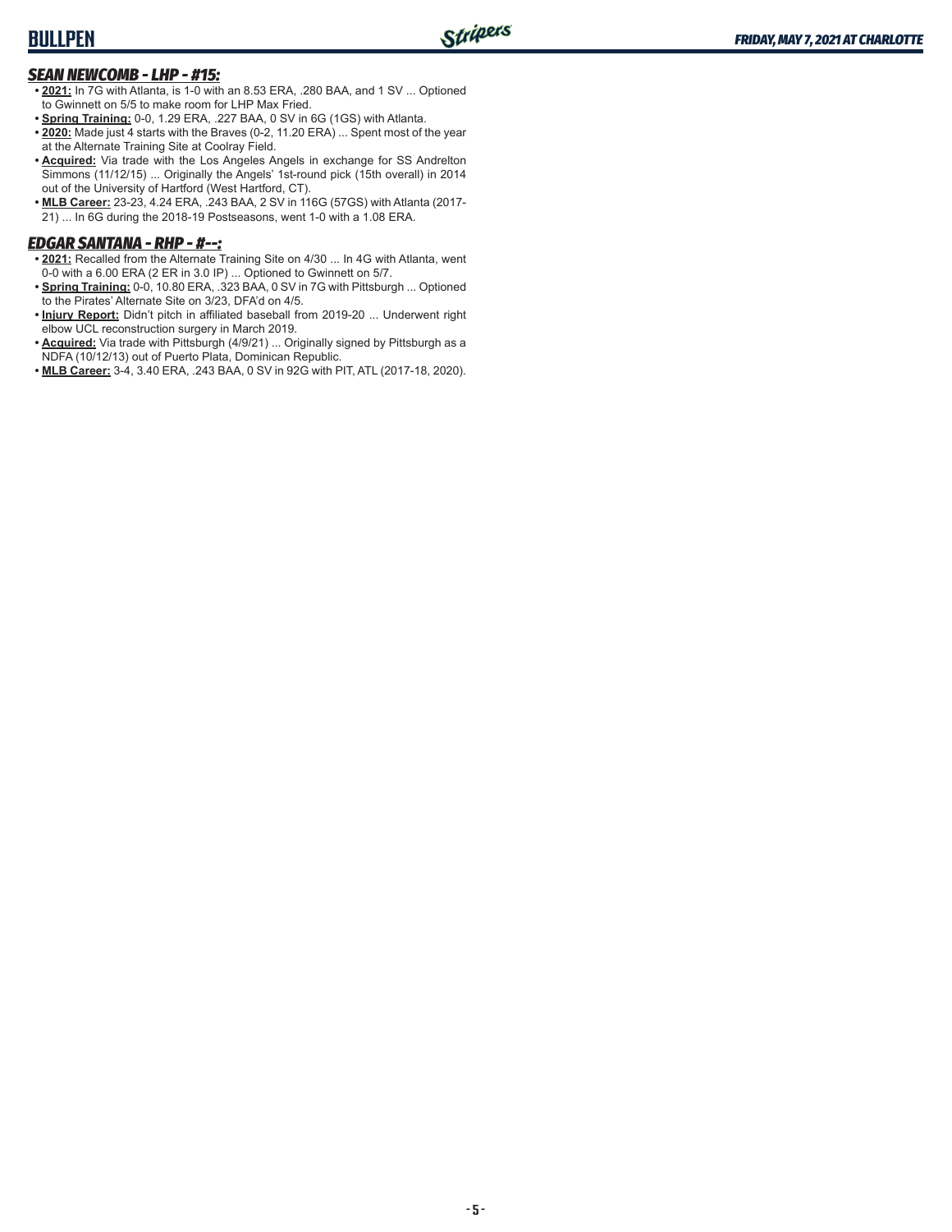# BULLPEN

### *SEAN NEWCOMB - LHP - #15:*

- **2021:** In 7G with Atlanta, is 1-0 with an 8.53 ERA, .280 BAA, and 1 SV ... Optioned to Gwinnett on 5/5 to make room for LHP Max Fried.
- **Spring Training:** 0-0, 1.29 ERA, .227 BAA, 0 SV in 6G (1GS) with Atlanta.
- **2020:** Made just 4 starts with the Braves (0-2, 11.20 ERA) ... Spent most of the year at the Alternate Training Site at Coolray Field.
- **Acquired:** Via trade with the Los Angeles Angels in exchange for SS Andrelton Simmons (11/12/15) ... Originally the Angels' 1st-round pick (15th overall) in 2014 out of the University of Hartford (West Hartford, CT).
- **MLB Career:** 23-23, 4.24 ERA, .243 BAA, 2 SV in 116G (57GS) with Atlanta (2017-21) ... In 6G during the 2018-19 Postseasons, went 1-0 with a 1.08 ERA.

### *EDGAR SANTANA - RHP - #--:*

- **2021:** Recalled from the Alternate Training Site on 4/30 ... In 4G with Atlanta, went 0-0 with a 6.00 ERA (2 ER in 3.0 IP) ... Optioned to Gwinnett on 5/7.
- **Spring Training:** 0-0, 10.80 ERA, .323 BAA, 0 SV in 7G with Pittsburgh ... Optioned to the Pirates' Alternate Site on 3/23, DFA'd on 4/5.
- **Injury Report:** Didn't pitch in affiliated baseball from 2019-20 ... Underwent right elbow UCL reconstruction surgery in March 2019.
- **Acquired:** Via trade with Pittsburgh (4/9/21) ... Originally signed by Pittsburgh as a NDFA (10/12/13) out of Puerto Plata, Dominican Republic.
- **MLB Career:** 3-4, 3.40 ERA, .243 BAA, 0 SV in 92G with PIT, ATL (2017-18, 2020).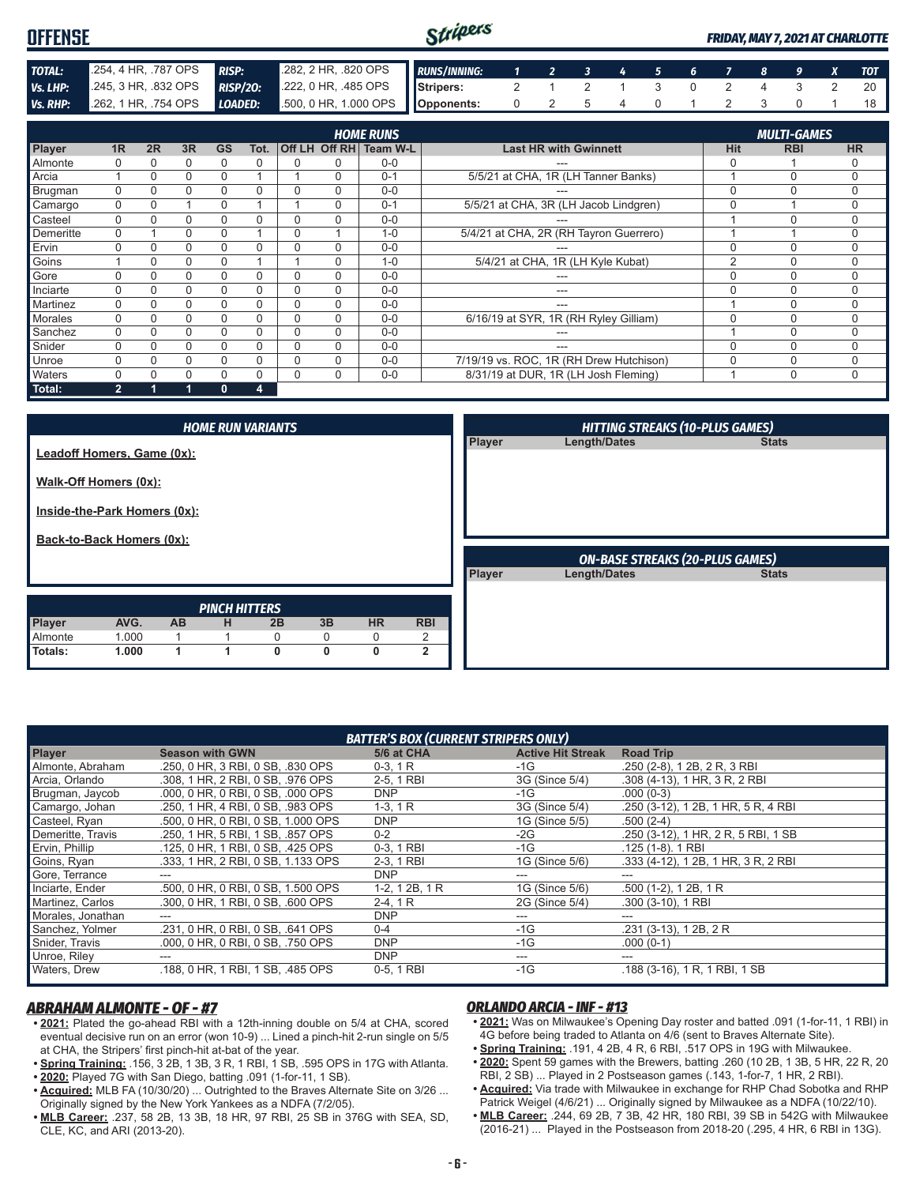# OFFENSE

*FRIDAY, MAY 7, 2021 AT CHARLOTTE*

| | | | |
|---|---|---|---|
| **TOTAL:** | .254, 4 HR, .787 OPS | **RISP:** | .282, 2 HR, .820 OPS |
| **Vs. LHP:** | .245, 3 HR, .832 OPS | **RISP/2O:** | .222, 0 HR, .485 OPS |
| **Vs. RHP:** | .262, 1 HR, .754 OPS | **LOADED:** | .500, 0 HR, 1.000 OPS |

| RUNS/INNING: | 1 | 2 | 3 | 4 | 5 | 6 | 7 | 8 | 9 | X | TOT |
|---|---|---|---|---|---|---|---|---|---|---|---|
| Stripers: | 2 | 1 | 2 | 1 | 3 | 0 | 2 | 4 | 3 | 2 | 20 |
| Opponents: | 0 | 2 | 5 | 4 | 0 | 1 | 2 | 3 | 0 | 1 | 18 |

| | HOME RUNS | | | | | | | | | MULTI-GAMES | | |
|---|---|---|---|---|---|---|---|---|---|---|---|---|
| Player | 1R | 2R | 3R | GS | Tot. | Off LH | Off RH | Team W-L | Last HR with Gwinnett | Hit | RBI | HR |
| Almonte | 0 | 0 | 0 | 0 | 0 | 0 | 0 | 0-0 | --- | 0 | 1 | 0 |
| Arcia | 1 | 0 | 0 | 0 | 1 | 1 | 0 | 0-1 | 5/5/21 at CHA, 1R (LH Tanner Banks) | 1 | 0 | 0 |
| Brugman | 0 | 0 | 0 | 0 | 0 | 0 | 0 | 0-0 | --- | 0 | 0 | 0 |
| Camargo | 0 | 0 | 1 | 0 | 1 | 1 | 0 | 0-1 | 5/5/21 at CHA, 3R (LH Jacob Lindgren) | 0 | 1 | 0 |
| Casteel | 0 | 0 | 0 | 0 | 0 | 0 | 0 | 0-0 | --- | 1 | 0 | 0 |
| Demeritte | 0 | 1 | 0 | 0 | 1 | 0 | 1 | 1-0 | 5/4/21 at CHA, 2R (RH Tayron Guerrero) | 1 | 1 | 0 |
| Ervin | 0 | 0 | 0 | 0 | 0 | 0 | 0 | 0-0 | --- | 0 | 0 | 0 |
| Goins | 1 | 0 | 0 | 0 | 1 | 1 | 0 | 1-0 | 5/4/21 at CHA, 1R (LH Kyle Kubat) | 2 | 0 | 0 |
| Gore | 0 | 0 | 0 | 0 | 0 | 0 | 0 | 0-0 | --- | 0 | 0 | 0 |
| Inciarte | 0 | 0 | 0 | 0 | 0 | 0 | 0 | 0-0 | --- | 0 | 0 | 0 |
| Martinez | 0 | 0 | 0 | 0 | 0 | 0 | 0 | 0-0 | --- | 1 | 0 | 0 |
| Morales | 0 | 0 | 0 | 0 | 0 | 0 | 0 | 0-0 | 6/16/19 at SYR, 1R (RH Ryley Gilliam) | 0 | 0 | 0 |
| Sanchez | 0 | 0 | 0 | 0 | 0 | 0 | 0 | 0-0 | --- | 1 | 0 | 0 |
| Snider | 0 | 0 | 0 | 0 | 0 | 0 | 0 | 0-0 | --- | 0 | 0 | 0 |
| Unroe | 0 | 0 | 0 | 0 | 0 | 0 | 0 | 0-0 | 7/19/19 vs. ROC, 1R (RH Drew Hutchison) | 0 | 0 | 0 |
| Waters | 0 | 0 | 0 | 0 | 0 | 0 | 0 | 0-0 | 8/31/19 at DUR, 1R (LH Josh Fleming) | 1 | 0 | 0 |
| **Total:** | **2** | **1** | **1** | **0** | **4** | | | | | | | |

### HOME RUN VARIANTS

**Leadoff Homers, Game (0x):**

**Walk-Off Homers (0x):**

**Inside-the-Park Homers (0x):**

**Back-to-Back Homers (0x):**

### HITTING STREAKS (10-PLUS GAMES)

| Player | Length/Dates | Stats |
|---|---|---|

### ON-BASE STREAKS (20-PLUS GAMES)

| Player | Length/Dates | Stats |
|---|---|---|

### PINCH HITTERS

| Player | AVG. | AB | H | 2B | 3B | HR | RBI |
|---|---|---|---|---|---|---|---|
| Almonte | 1.000 | 1 | 1 | 0 | 0 | 0 | 2 |
| **Totals:** | **1.000** | **1** | **1** | **0** | **0** | **0** | **2** |

### BATTER'S BOX (CURRENT STRIPERS ONLY)

| Player | Season with GWN | 5/6 at CHA | Active Hit Streak | Road Trip |
|---|---|---|---|---|
| Almonte, Abraham | .250, 0 HR, 3 RBI, 0 SB, .830 OPS | 0-3, 1 R | -1G | .250 (2-8), 1 2B, 2 R, 3 RBI |
| Arcia, Orlando | .308, 1 HR, 2 RBI, 0 SB, .976 OPS | 2-5, 1 RBI | 3G (Since 5/4) | .308 (4-13), 1 HR, 3 R, 2 RBI |
| Brugman, Jaycob | .000, 0 HR, 0 RBI, 0 SB, .000 OPS | DNP | -1G | .000 (0-3) |
| Camargo, Johan | .250, 1 HR, 4 RBI, 0 SB, .983 OPS | 1-3, 1 R | 3G (Since 5/4) | .250 (3-12), 1 2B, 1 HR, 5 R, 4 RBI |
| Casteel, Ryan | .500, 0 HR, 0 RBI, 0 SB, 1.000 OPS | DNP | 1G (Since 5/5) | .500 (2-4) |
| Demeritte, Travis | .250, 1 HR, 5 RBI, 1 SB, .857 OPS | 0-2 | -2G | .250 (3-12), 1 HR, 2 R, 5 RBI, 1 SB |
| Ervin, Phillip | .125, 0 HR, 1 RBI, 0 SB, .425 OPS | 0-3, 1 RBI | -1G | .125 (1-8). 1 RBI |
| Goins, Ryan | .333, 1 HR, 2 RBI, 0 SB, 1.133 OPS | 2-3, 1 RBI | 1G (Since 5/6) | .333 (4-12), 1 2B, 1 HR, 3 R, 2 RBI |
| Gore, Terrance | --- | DNP | --- | --- |
| Inciarte, Ender | .500, 0 HR, 0 RBI, 0 SB, 1.500 OPS | 1-2, 1 2B, 1 R | 1G (Since 5/6) | .500 (1-2), 1 2B, 1 R |
| Martinez, Carlos | .300, 0 HR, 1 RBI, 0 SB, .600 OPS | 2-4, 1 R | 2G (Since 5/4) | .300 (3-10), 1 RBI |
| Morales, Jonathan | --- | DNP | --- | --- |
| Sanchez, Yolmer | .231, 0 HR, 0 RBI, 0 SB, .641 OPS | 0-4 | -1G | .231 (3-13), 1 2B, 2 R |
| Snider, Travis | .000, 0 HR, 0 RBI, 0 SB, .750 OPS | DNP | -1G | .000 (0-1) |
| Unroe, Riley | --- | DNP | --- | --- |
| Waters, Drew | .188, 0 HR, 1 RBI, 1 SB, .485 OPS | 0-5, 1 RBI | -1G | .188 (3-16), 1 R, 1 RBI, 1 SB |

### ABRAHAM ALMONTE - OF - #7

- **2021:** Plated the go-ahead RBI with a 12th-inning double on 5/4 at CHA, scored eventual decisive run on an error (won 10-9) ... Lined a pinch-hit 2-run single on 5/5 at CHA, the Stripers' first pinch-hit at-bat of the year.
- **Spring Training:** .156, 3 2B, 1 3B, 3 R, 1 RBI, 1 SB, .595 OPS in 17G with Atlanta.
- **2020:** Played 7G with San Diego, batting .091 (1-for-11, 1 SB).
- **Acquired:** MLB FA (10/30/20) ... Outrighted to the Braves Alternate Site on 3/26 ... Originally signed by the New York Yankees as a NDFA (7/2/05).
- **MLB Career:** .237, 58 2B, 13 3B, 18 HR, 97 RBI, 25 SB in 376G with SEA, SD, CLE, KC, and ARI (2013-20).

### ORLANDO ARCIA - INF - #13

- **2021:** Was on Milwaukee's Opening Day roster and batted .091 (1-for-11, 1 RBI) in 4G before being traded to Atlanta on 4/6 (sent to Braves Alternate Site).
- **Spring Training:** .191, 4 2B, 4 R, 6 RBI, .517 OPS in 19G with Milwaukee.
- **2020:** Spent 59 games with the Brewers, batting .260 (10 2B, 1 3B, 5 HR, 22 R, 20 RBI, 2 SB) ... Played in 2 Postseason games (.143, 1-for-7, 1 HR, 2 RBI).
- **Acquired:** Via trade with Milwaukee in exchange for RHP Chad Sobotka and RHP Patrick Weigel (4/6/21) ... Originally signed by Milwaukee as a NDFA (10/22/10).
- **MLB Career:** .244, 69 2B, 7 3B, 42 HR, 180 RBI, 39 SB in 542G with Milwaukee (2016-21) ... Played in the Postseason from 2018-20 (.295, 4 HR, 6 RBI in 13G).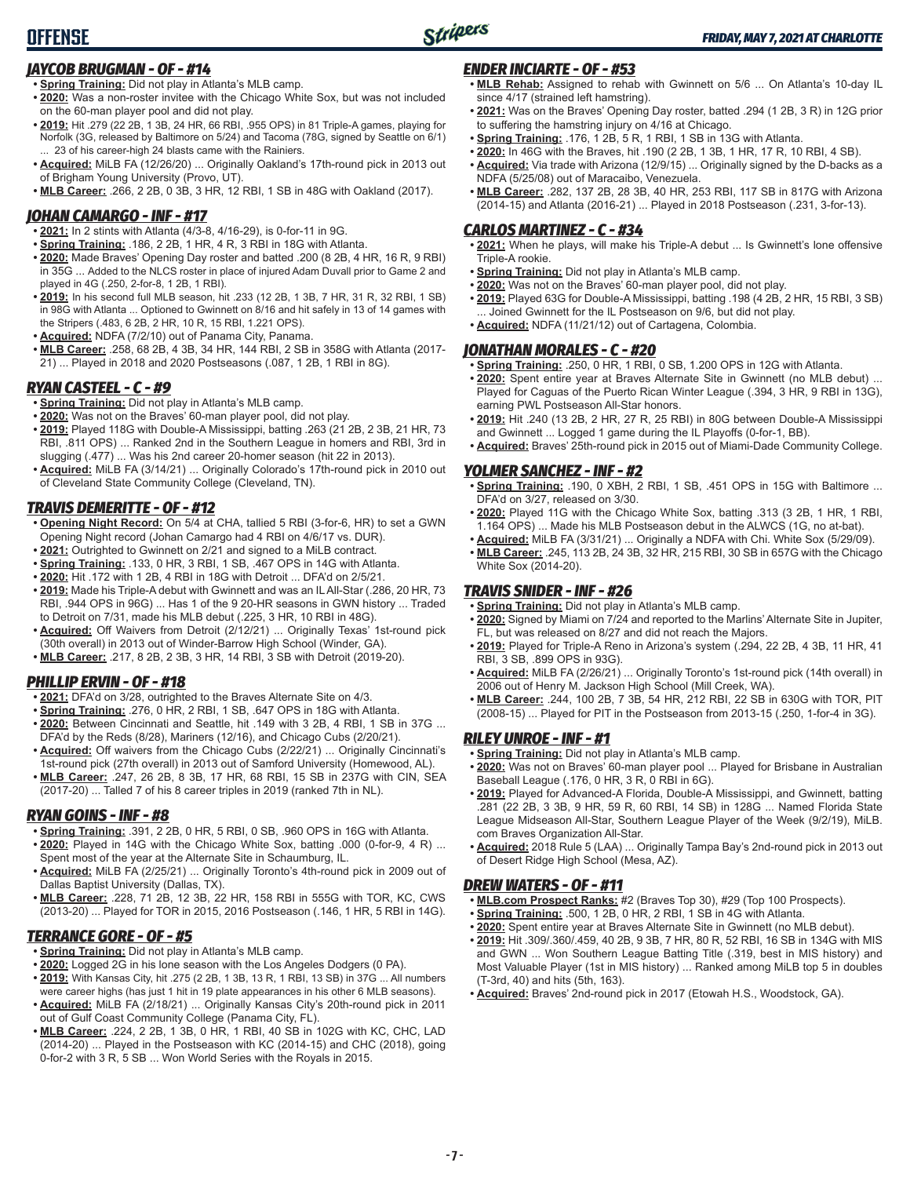# OFFENSE

*FRIDAY, MAY 7, 2021 AT CHARLOTTE*

## JAYCOB BRUGMAN - OF - #14

- **Spring Training:** Did not play in Atlanta's MLB camp.
- **2020:** Was a non-roster invitee with the Chicago White Sox, but was not included on the 60-man player pool and did not play.
- **2019:** Hit .279 (22 2B, 1 3B, 24 HR, 66 RBI, .955 OPS) in 81 Triple-A games, playing for Norfolk (3G, released by Baltimore on 5/24) and Tacoma (78G, signed by Seattle on 6/1) ... 23 of his career-high 24 blasts came with the Rainiers.
- **Acquired:** MiLB FA (12/26/20) ... Originally Oakland's 17th-round pick in 2013 out of Brigham Young University (Provo, UT).
- **MLB Career:** .266, 2 2B, 0 3B, 3 HR, 12 RBI, 1 SB in 48G with Oakland (2017).

## JOHAN CAMARGO - INF - #17

- **2021:** In 2 stints with Atlanta (4/3-8, 4/16-29), is 0-for-11 in 9G.
- **Spring Training:** .186, 2 2B, 1 HR, 4 R, 3 RBI in 18G with Atlanta.
- **2020:** Made Braves' Opening Day roster and batted .200 (8 2B, 4 HR, 16 R, 9 RBI) in 35G ... Added to the NLCS roster in place of injured Adam Duvall prior to Game 2 and played in 4G (.250, 2-for-8, 1 2B, 1 RBI).
- **2019:** In his second full MLB season, hit .233 (12 2B, 1 3B, 7 HR, 31 R, 32 RBI, 1 SB) in 98G with Atlanta ... Optioned to Gwinnett on 8/16 and hit safely in 13 of 14 games with the Stripers (.483, 6 2B, 2 HR, 10 R, 15 RBI, 1.221 OPS).
- **Acquired:** NDFA (7/2/10) out of Panama City, Panama.
- **MLB Career:** .258, 68 2B, 4 3B, 34 HR, 144 RBI, 2 SB in 358G with Atlanta (2017-21) ... Played in 2018 and 2020 Postseasons (.087, 1 2B, 1 RBI in 8G).

## RYAN CASTEEL - C - #9

- **Spring Training:** Did not play in Atlanta's MLB camp.
- **2020:** Was not on the Braves' 60-man player pool, did not play.
- **2019:** Played 118G with Double-A Mississippi, batting .263 (21 2B, 2 3B, 21 HR, 73 RBI, .811 OPS) ... Ranked 2nd in the Southern League in homers and RBI, 3rd in slugging (.477) ... Was his 2nd career 20-homer season (hit 22 in 2013).
- **Acquired:** MiLB FA (3/14/21) ... Originally Colorado's 17th-round pick in 2010 out of Cleveland State Community College (Cleveland, TN).

## TRAVIS DEMERITTE - OF - #12

- **Opening Night Record:** On 5/4 at CHA, tallied 5 RBI (3-for-6, HR) to set a GWN Opening Night record (Johan Camargo had 4 RBI on 4/6/17 vs. DUR).
- **2021:** Outrighted to Gwinnett on 2/21 and signed to a MiLB contract.
- **Spring Training:** .133, 0 HR, 3 RBI, 1 SB, .467 OPS in 14G with Atlanta.
- **2020:** Hit .172 with 1 2B, 4 RBI in 18G with Detroit ... DFA'd on 2/5/21.
- **2019:** Made his Triple-A debut with Gwinnett and was an IL All-Star (.286, 20 HR, 73 RBI, .944 OPS in 96G) ... Has 1 of the 9 20-HR seasons in GWN history ... Traded to Detroit on 7/31, made his MLB debut (.225, 3 HR, 10 RBI in 48G).
- **Acquired:** Off Waivers from Detroit (2/12/21) ... Originally Texas' 1st-round pick (30th overall) in 2013 out of Winder-Barrow High School (Winder, GA).
- **MLB Career:** .217, 8 2B, 2 3B, 3 HR, 14 RBI, 3 SB with Detroit (2019-20).

## PHILLIP ERVIN - OF - #18

- **2021:** DFA'd on 3/28, outrighted to the Braves Alternate Site on 4/3.
- **Spring Training:** .276, 0 HR, 2 RBI, 1 SB, .647 OPS in 18G with Atlanta.
- **2020:** Between Cincinnati and Seattle, hit .149 with 3 2B, 4 RBI, 1 SB in 37G ... DFA'd by the Reds (8/28), Mariners (12/16), and Chicago Cubs (2/20/21).
- **Acquired:** Off waivers from the Chicago Cubs (2/22/21) ... Originally Cincinnati's 1st-round pick (27th overall) in 2013 out of Samford University (Homewood, AL).
- **MLB Career:** .247, 26 2B, 8 3B, 17 HR, 68 RBI, 15 SB in 237G with CIN, SEA (2017-20) ... Talled 7 of his 8 career triples in 2019 (ranked 7th in NL).

## RYAN GOINS - INF - #8

- **Spring Training:** .391, 2 2B, 0 HR, 5 RBI, 0 SB, .960 OPS in 16G with Atlanta.
- **2020:** Played in 14G with the Chicago White Sox, batting .000 (0-for-9, 4 R) ... Spent most of the year at the Alternate Site in Schaumburg, IL.
- **Acquired:** MiLB FA (2/25/21) ... Originally Toronto's 4th-round pick in 2009 out of Dallas Baptist University (Dallas, TX).
- **MLB Career:** .228, 71 2B, 12 3B, 22 HR, 158 RBI in 555G with TOR, KC, CWS (2013-20) ... Played for TOR in 2015, 2016 Postseason (.146, 1 HR, 5 RBI in 14G).

## TERRANCE GORE - OF - #5

- **Spring Training:** Did not play in Atlanta's MLB camp.
- **2020:** Logged 2G in his lone season with the Los Angeles Dodgers (0 PA).
- **2019:** With Kansas City, hit .275 (2 2B, 1 3B, 13 R, 1 RBI, 13 SB) in 37G ... All numbers were career highs (has just 1 hit in 19 plate appearances in his other 6 MLB seasons).
- **Acquired:** MiLB FA (2/18/21) ... Originally Kansas City's 20th-round pick in 2011 out of Gulf Coast Community College (Panama City, FL).
- **MLB Career:** .224, 2 2B, 1 3B, 0 HR, 1 RBI, 40 SB in 102G with KC, CHC, LAD (2014-20) ... Played in the Postseason with KC (2014-15) and CHC (2018), going 0-for-2 with 3 R, 5 SB ... Won World Series with the Royals in 2015.

## ENDER INCIARTE - OF - #53

- **MLB Rehab:** Assigned to rehab with Gwinnett on 5/6 ... On Atlanta's 10-day IL since 4/17 (strained left hamstring).
- **2021:** Was on the Braves' Opening Day roster, batted .294 (1 2B, 3 R) in 12G prior to suffering the hamstring injury on 4/16 at Chicago.
- **Spring Training:** .176, 1 2B, 5 R, 1 RBI, 1 SB in 13G with Atlanta.
- **2020:** In 46G with the Braves, hit .190 (2 2B, 1 3B, 1 HR, 17 R, 10 RBI, 4 SB).
- **Acquired:** Via trade with Arizona (12/9/15) ... Originally signed by the D-backs as a NDFA (5/25/08) out of Maracaibo, Venezuela.
- **MLB Career:** .282, 137 2B, 28 3B, 40 HR, 253 RBI, 117 SB in 817G with Arizona (2014-15) and Atlanta (2016-21) ... Played in 2018 Postseason (.231, 3-for-13).

## CARLOS MARTINEZ - C - #34

- **2021:** When he plays, will make his Triple-A debut ... Is Gwinnett's lone offensive Triple-A rookie.
- **Spring Training:** Did not play in Atlanta's MLB camp.
- **2020:** Was not on the Braves' 60-man player pool, did not play.
- **2019:** Played 63G for Double-A Mississippi, batting .198 (4 2B, 2 HR, 15 RBI, 3 SB) ... Joined Gwinnett for the IL Postseason on 9/6, but did not play.
- **Acquired:** NDFA (11/21/12) out of Cartagena, Colombia.

## JONATHAN MORALES - C - #20

- **Spring Training:** .250, 0 HR, 1 RBI, 0 SB, 1.200 OPS in 12G with Atlanta.
- **2020:** Spent entire year at Braves Alternate Site in Gwinnett (no MLB debut) ... Played for Caguas of the Puerto Rican Winter League (.394, 3 HR, 9 RBI in 13G), earning PWL Postseason All-Star honors.
- **2019:** Hit .240 (13 2B, 2 HR, 27 R, 25 RBI) in 80G between Double-A Mississippi and Gwinnett ... Logged 1 game during the IL Playoffs (0-for-1, BB).
- **Acquired:** Braves' 25th-round pick in 2015 out of Miami-Dade Community College.

## YOLMER SANCHEZ - INF - #2

- **Spring Training:** .190, 0 XBH, 2 RBI, 1 SB, .451 OPS in 15G with Baltimore ... DFA'd on 3/27, released on 3/30.
- **2020:** Played 11G with the Chicago White Sox, batting .313 (3 2B, 1 HR, 1 RBI, 1.164 OPS) ... Made his MLB Postseason debut in the ALWCS (1G, no at-bat).
- **Acquired:** MiLB FA (3/31/21) ... Originally a NDFA with Chi. White Sox (5/29/09).
- **MLB Career:** .245, 113 2B, 24 3B, 32 HR, 215 RBI, 30 SB in 657G with the Chicago White Sox (2014-20).

## TRAVIS SNIDER - INF - #26

- **Spring Training:** Did not play in Atlanta's MLB camp.
- **2020:** Signed by Miami on 7/24 and reported to the Marlins' Alternate Site in Jupiter, FL, but was released on 8/27 and did not reach the Majors.
- **2019:** Played for Triple-A Reno in Arizona's system (.294, 22 2B, 4 3B, 11 HR, 41 RBI, 3 SB, .899 OPS in 93G).
- **Acquired:** MiLB FA (2/26/21) ... Originally Toronto's 1st-round pick (14th overall) in 2006 out of Henry M. Jackson High School (Mill Creek, WA).
- **MLB Career:** .244, 100 2B, 7 3B, 54 HR, 212 RBI, 22 SB in 630G with TOR, PIT (2008-15) ... Played for PIT in the Postseason from 2013-15 (.250, 1-for-4 in 3G).

## RILEY UNROE - INF - #1

- **Spring Training:** Did not play in Atlanta's MLB camp.
- **2020:** Was not on Braves' 60-man player pool ... Played for Brisbane in Australian Baseball League (.176, 0 HR, 3 R, 0 RBI in 6G).
- **2019:** Played for Advanced-A Florida, Double-A Mississippi, and Gwinnett, batting .281 (22 2B, 3 3B, 9 HR, 59 R, 60 RBI, 14 SB) in 128G ... Named Florida State League Midseason All-Star, Southern League Player of the Week (9/2/19), MiLB.com Braves Organization All-Star.
- **Acquired:** 2018 Rule 5 (LAA) ... Originally Tampa Bay's 2nd-round pick in 2013 out of Desert Ridge High School (Mesa, AZ).

## DREW WATERS - OF - #11

- **MLB.com Prospect Ranks:** #2 (Braves Top 30), #29 (Top 100 Prospects).
- **Spring Training:** .500, 1 2B, 0 HR, 2 RBI, 1 SB in 4G with Atlanta.
- **2020:** Spent entire year at Braves Alternate Site in Gwinnett (no MLB debut).
- **2019:** Hit .309/.360/.459, 40 2B, 9 3B, 7 HR, 80 R, 52 RBI, 16 SB in 134G with MIS and GWN ... Won Southern League Batting Title (.319, best in MIS history) and Most Valuable Player (1st in MIS history) ... Ranked among MiLB top 5 in doubles (T-3rd, 40) and hits (5th, 163).
- **Acquired:** Braves' 2nd-round pick in 2017 (Etowah H.S., Woodstock, GA).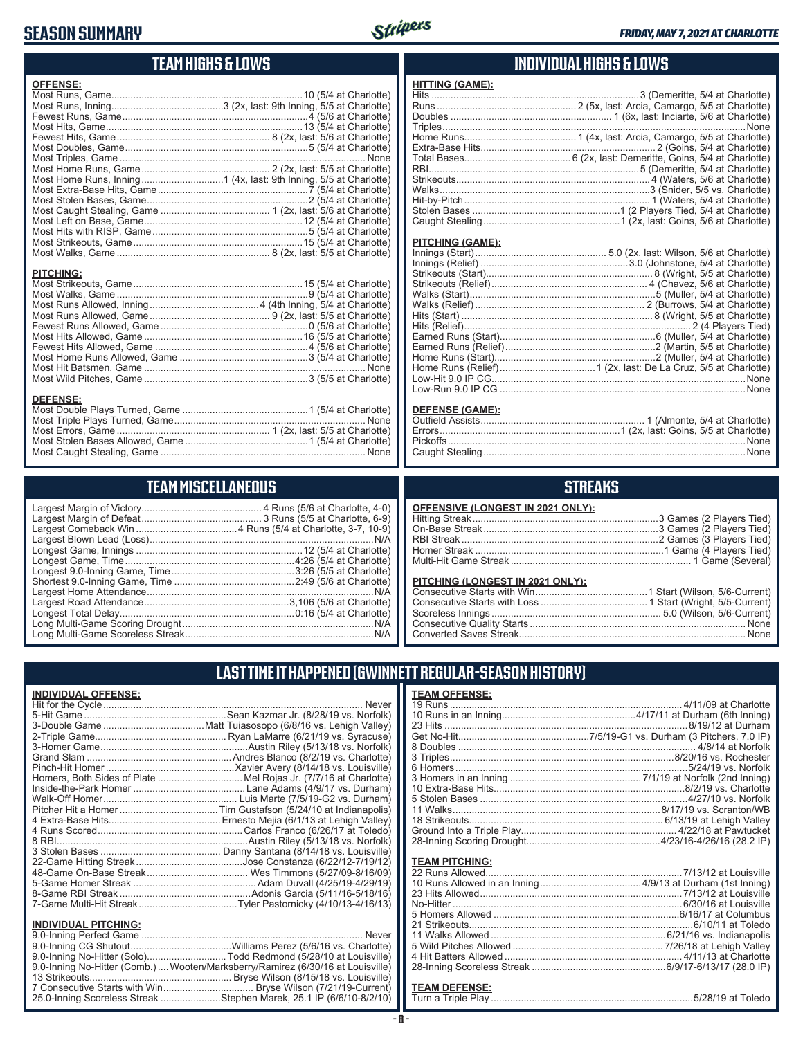# SEASON SUMMARY

*FRIDAY, MAY 7, 2021 AT CHARLOTTE*

## TEAM HIGHS & LOWS

**OFFENSE:**

| | |
|---|---|
| Most Runs, Game | 10 (5/4 at Charlotte) |
| Most Runs, Inning | 3 (2x, last: 9th Inning, 5/5 at Charlotte) |
| Fewest Runs, Game | 4 (5/6 at Charlotte) |
| Most Hits, Game | 13 (5/4 at Charlotte) |
| Fewest Hits, Game | 8 (2x, last: 5/6 at Charlotte) |
| Most Doubles, Game | 5 (5/4 at Charlotte) |
| Most Triples, Game | None |
| Most Home Runs, Game | 2 (2x, last: 5/5 at Charlotte) |
| Most Home Runs, Inning | 1 (4x, last: 9th Inning, 5/5 at Charlotte) |
| Most Extra-Base Hits, Game | 7 (5/4 at Charlotte) |
| Most Stolen Bases, Game | 2 (5/4 at Charlotte) |
| Most Caught Stealing, Game | 1 (2x, last: 5/6 at Charlotte) |
| Most Left on Base, Game | 12 (5/4 at Charlotte) |
| Most Hits with RISP, Game | 5 (5/4 at Charlotte) |
| Most Strikeouts, Game | 15 (5/4 at Charlotte) |
| Most Walks, Game | 8 (2x, last: 5/5 at Charlotte) |

**PITCHING:**

| | |
|---|---|
| Most Strikeouts, Game | 15 (5/4 at Charlotte) |
| Most Walks, Game | 9 (5/4 at Charlotte) |
| Most Runs Allowed, Inning | 4 (4th Inning, 5/4 at Charlotte) |
| Most Runs Allowed, Game | 9 (2x, last: 5/5 at Charlotte) |
| Fewest Runs Allowed, Game | 0 (5/6 at Charlotte) |
| Most Hits Allowed, Game | 16 (5/5 at Charlotte) |
| Fewest Hits Allowed, Game | 4 (5/6 at Charlotte) |
| Most Home Runs Allowed, Game | 3 (5/4 at Charlotte) |
| Most Hit Batsmen, Game | None |
| Most Wild Pitches, Game | 3 (5/5 at Charlotte) |

**DEFENSE:**

| | |
|---|---|
| Most Double Plays Turned, Game | 1 (5/4 at Charlotte) |
| Most Triple Plays Turned, Game | None |
| Most Errors, Game | 1 (2x, last: 5/5 at Charlotte) |
| Most Stolen Bases Allowed, Game | 1 (5/4 at Charlotte) |
| Most Caught Stealing, Game | None |

## INDIVIDUAL HIGHS & LOWS

**HITTING (GAME):**

| | |
|---|---|
| Hits | 3 (Demeritte, 5/4 at Charlotte) |
| Runs | 2 (5x, last: Arcia, Camargo, 5/5 at Charlotte) |
| Doubles | 1 (6x, last: Inciarte, 5/6 at Charlotte) |
| Triples | None |
| Home Runs | 1 (4x, last: Arcia, Camargo, 5/5 at Charlotte) |
| Extra-Base Hits | 2 (Goins, 5/4 at Charlotte) |
| Total Bases | 6 (2x, last: Demeritte, Goins, 5/4 at Charlotte) |
| RBI | 5 (Demeritte, 5/4 at Charlotte) |
| Strikeouts | 4 (Waters, 5/6 at Charlotte) |
| Walks | 3 (Snider, 5/5 vs. Charlotte) |
| Hit-by-Pitch | 1 (Waters, 5/4 at Charlotte) |
| Stolen Bases | 1 (2 Players Tied, 5/4 at Charlotte) |
| Caught Stealing | 1 (2x, last: Goins, 5/6 at Charlotte) |

**PITCHING (GAME):**

| | |
|---|---|
| Innings (Start) | 5.0 (2x, last: Wilson, 5/6 at Charlotte) |
| Innings (Relief) | 3.0 (Johnstone, 5/4 at Charlotte) |
| Strikeouts (Start) | 8 (Wright, 5/5 at Charlotte) |
| Strikeouts (Relief) | 4 (Chavez, 5/6 at Charlotte) |
| Walks (Start) | 5 (Muller, 5/4 at Charlotte) |
| Walks (Relief) | 2 (Burrows, 5/4 at Charlotte) |
| Hits (Start) | 8 (Wright, 5/5 at Charlotte) |
| Hits (Relief) | 2 (4 Players Tied) |
| Earned Runs (Start) | 6 (Muller, 5/4 at Charlotte) |
| Earned Runs (Relief) | 2 (Martin, 5/5 at Charlotte) |
| Home Runs (Start) | 2 (Muller, 5/4 at Charlotte) |
| Home Runs (Relief) | 1 (2x, last: De La Cruz, 5/5 at Charlotte) |
| Low-Hit 9.0 IP CG | None |
| Low-Run 9.0 IP CG | None |

**DEFENSE (GAME):**

| | |
|---|---|
| Outfield Assists | 1 (Almonte, 5/4 at Charlotte) |
| Errors | 1 (2x, last: Goins, 5/5 at Charlotte) |
| Pickoffs | None |
| Caught Stealing | None |

## TEAM MISCELLANEOUS

| | |
|---|---|
| Largest Margin of Victory | 4 Runs (5/6 at Charlotte, 4-0) |
| Largest Margin of Defeat | 3 Runs (5/5 at Charlotte, 6-9) |
| Largest Comeback Win | 4 Runs (5/4 at Charlotte, 3-7, 10-9) |
| Largest Blown Lead (Loss) | N/A |
| Longest Game, Innings | 12 (5/4 at Charlotte) |
| Longest Game, Time | 4:26 (5/4 at Charlotte) |
| Longest 9.0-Inning Game, Time | 3:26 (5/5 at Charlotte) |
| Shortest 9.0-Inning Game, Time | 2:49 (5/6 at Charlotte) |
| Largest Home Attendance | N/A |
| Largest Road Attendance | 3,106 (5/6 at Charlotte) |
| Longest Total Delay | 0:16 (5/4 at Charlotte) |
| Long Multi-Game Scoring Drought | N/A |
| Long Multi-Game Scoreless Streak | N/A |

## STREAKS

**OFFENSIVE (LONGEST IN 2021 ONLY):**

| | |
|---|---|
| Hitting Streak | 3 Games (2 Players Tied) |
| On-Base Streak | 3 Games (2 Players Tied) |
| RBI Streak | 2 Games (3 Players Tied) |
| Homer Streak | 1 Game (4 Players Tied) |
| Multi-Hit Game Streak | 1 Game (Several) |

**PITCHING (LONGEST IN 2021 ONLY):**

| | |
|---|---|
| Consecutive Starts with Win | 1 Start (Wilson, 5/6-Current) |
| Consecutive Starts with Loss | 1 Start (Wright, 5/5-Current) |
| Scoreless Innings | 5.0 (Wilson, 5/6-Current) |
| Consecutive Quality Starts | None |
| Converted Saves Streak | None |

## LAST TIME IT HAPPENED (GWINNETT REGULAR-SEASON HISTORY)

**INDIVIDUAL OFFENSE:**

| | |
|---|---|
| Hit for the Cycle | Never |
| 5-Hit Game | Sean Kazmar Jr. (8/28/19 vs. Norfolk) |
| 3-Double Game | Matt Tuiasosopo (6/8/16 vs. Lehigh Valley) |
| 2-Triple Game | Ryan LaMarre (6/21/19 vs. Syracuse) |
| 3-Homer Game | Austin Riley (5/13/18 vs. Norfolk) |
| Grand Slam | Andres Blanco (8/2/19 vs. Charlotte) |
| Pinch-Hit Homer | Xavier Avery (8/14/18 vs. Louisville) |
| Homers, Both Sides of Plate | Mel Rojas Jr. (7/7/16 at Charlotte) |
| Inside-the-Park Homer | Lane Adams (4/9/17 vs. Durham) |
| Walk-Off Homer | Luis Marte (7/5/19-G2 vs. Durham) |
| Pitcher Hit a Homer | Tim Gustafson (5/24/10 at Indianapolis) |
| 4 Extra-Base Hits | Ernesto Mejia (6/1/13 at Lehigh Valley) |
| 4 Runs Scored | Carlos Franco (6/26/17 at Toledo) |
| 8 RBI | Austin Riley (5/13/18 vs. Norfolk) |
| 3 Stolen Bases | Danny Santana (8/14/18 vs. Louisville) |
| 22-Game Hitting Streak | Jose Constanza (6/22/12-7/19/12) |
| 48-Game On-Base Streak | Wes Timmons (5/27/09-8/16/09) |
| 5-Game Homer Streak | Adam Duvall (4/25/19-4/29/19) |
| 8-Game RBI Streak | Adonis Garcia (5/11/16-5/18/16) |
| 7-Game Multi-Hit Streak | Tyler Pastornicky (4/10/13-4/16/13) |

**INDIVIDUAL PITCHING:**

| | |
|---|---|
| 9.0-Inning Perfect Game | Never |
| 9.0-Inning CG Shutout | Williams Perez (5/6/16 vs. Charlotte) |
| 9.0-Inning No-Hitter (Solo) | Todd Redmond (5/28/10 at Louisville) |
| 9.0-Inning No-Hitter (Comb.) | Wooten/Marksberry/Ramirez (6/30/16 at Louisville) |
| 13 Strikeouts | Bryse Wilson (8/15/18 vs. Louisville) |
| 7 Consecutive Starts with Win | Bryse Wilson (7/21/19-Current) |
| 25.0-Inning Scoreless Streak | Stephen Marek, 25.1 IP (6/6/10-8/2/10) |

**TEAM OFFENSE:**

| | |
|---|---|
| 19 Runs | 4/11/09 at Charlotte |
| 10 Runs in an Inning | 4/17/11 at Durham (6th Inning) |
| 23 Hits | 8/19/12 at Durham |
| Get No-Hit | 7/5/19-G1 vs. Durham (3 Pitchers, 7.0 IP) |
| 8 Doubles | 4/8/14 at Norfolk |
| 3 Triples | 8/20/16 vs. Rochester |
| 6 Homers | 5/24/19 vs. Norfolk |
| 3 Homers in an Inning | 7/1/19 at Norfolk (2nd Inning) |
| 10 Extra-Base Hits | 8/2/19 vs. Charlotte |
| 5 Stolen Bases | 4/27/10 vs. Norfolk |
| 11 Walks | 8/17/19 vs. Scranton/WB |
| 18 Strikeouts | 6/13/19 at Lehigh Valley |
| Ground Into a Triple Play | 4/22/18 at Pawtucket |
| 28-Inning Scoring Drought | 4/23/16-4/26/16 (28.2 IP) |

**TEAM PITCHING:**

| | |
|---|---|
| 22 Runs Allowed | 7/13/12 at Louisville |
| 10 Runs Allowed in an Inning | 4/9/13 at Durham (1st Inning) |
| 23 Hits Allowed | 7/13/12 at Louisville |
| No-Hitter | 6/30/16 at Louisville |
| 5 Homers Allowed | 6/16/17 at Columbus |
| 21 Strikeouts | 6/10/11 at Toledo |
| 11 Walks Allowed | 6/21/16 vs. Indianapolis |
| 5 Wild Pitches Allowed | 7/26/18 at Lehigh Valley |
| 4 Hit Batters Allowed | 4/11/13 at Charlotte |
| 28-Inning Scoreless Streak | 6/9/17-6/13/17 (28.0 IP) |

**TEAM DEFENSE:**

| | |
|---|---|
| Turn a Triple Play | 5/28/19 at Toledo |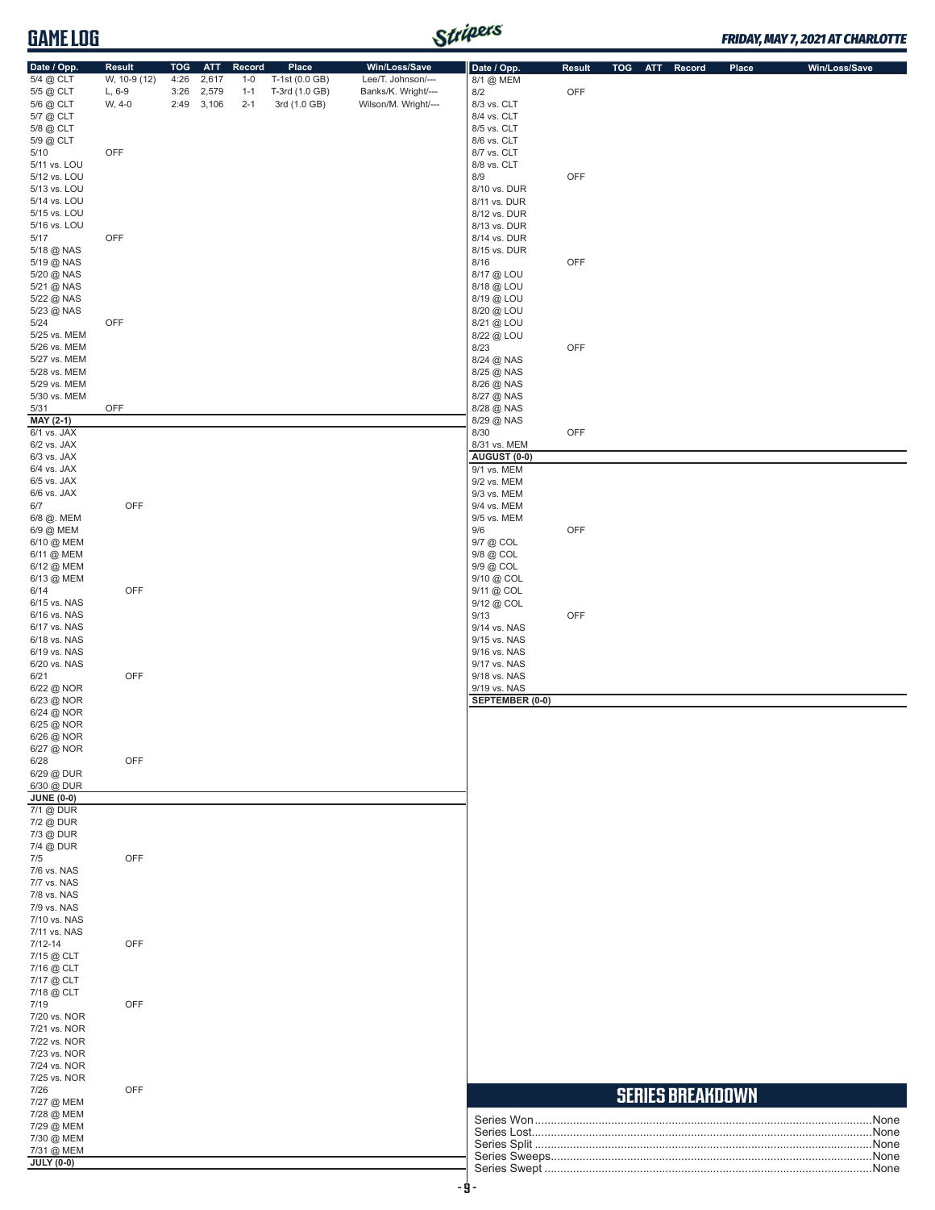## GAME LOG

| Date / Opp. | Result | TOG | ATT | Record | Place | Win/Loss/Save |
|---|---|---|---|---|---|---|
| 5/4 @ CLT | W, 10-9 (12) | 4:26 | 2,617 | 1-0 | T-1st (0.0 GB) | Lee/T. Johnson/--- |
| 5/5 @ CLT | L, 6-9 | 3:26 | 2,579 | 1-1 | T-3rd (1.0 GB) | Banks/K. Wright/--- |
| 5/6 @ CLT | W, 4-0 | 2:49 | 3,106 | 2-1 | 3rd (1.0 GB) | Wilson/M. Wright/--- |
| 5/7 @ CLT | | | | | | |
| 5/8 @ CLT | | | | | | |
| 5/9 @ CLT | | | | | | |
| 5/10 | OFF | | | | | |
| 5/11 vs. LOU | | | | | | |
| 5/12 vs. LOU | | | | | | |
| 5/13 vs. LOU | | | | | | |
| 5/14 vs. LOU | | | | | | |
| 5/15 vs. LOU | | | | | | |
| 5/16 vs. LOU | | | | | | |
| 5/17 | OFF | | | | | |
| 5/18 @ NAS | | | | | | |
| 5/19 @ NAS | | | | | | |
| 5/20 @ NAS | | | | | | |
| 5/21 @ NAS | | | | | | |
| 5/22 @ NAS | | | | | | |
| 5/23 @ NAS | | | | | | |
| 5/24 | OFF | | | | | |
| 5/25 vs. MEM | | | | | | |
| 5/26 vs. MEM | | | | | | |
| 5/27 vs. MEM | | | | | | |
| 5/28 vs. MEM | | | | | | |
| 5/29 vs. MEM | | | | | | |
| 5/30 vs. MEM | | | | | | |
| 5/31 | OFF | | | | | |
| **MAY (2-1)** | | | | | | |
| 6/1 vs. JAX | | | | | | |
| 6/2 vs. JAX | | | | | | |
| 6/3 vs. JAX | | | | | | |
| 6/4 vs. JAX | | | | | | |
| 6/5 vs. JAX | | | | | | |
| 6/6 vs. JAX | | | | | | |
| 6/7 | OFF | | | | | |
| 6/8 @. MEM | | | | | | |
| 6/9 @ MEM | | | | | | |
| 6/10 @ MEM | | | | | | |
| 6/11 @ MEM | | | | | | |
| 6/12 @ MEM | | | | | | |
| 6/13 @ MEM | | | | | | |
| 6/14 | OFF | | | | | |
| 6/15 vs. NAS | | | | | | |
| 6/16 vs. NAS | | | | | | |
| 6/17 vs. NAS | | | | | | |
| 6/18 vs. NAS | | | | | | |
| 6/19 vs. NAS | | | | | | |
| 6/20 vs. NAS | | | | | | |
| 6/21 | OFF | | | | | |
| 6/22 @ NOR | | | | | | |
| 6/23 @ NOR | | | | | | |
| 6/24 @ NOR | | | | | | |
| 6/25 @ NOR | | | | | | |
| 6/26 @ NOR | | | | | | |
| 6/27 @ NOR | | | | | | |
| 6/28 | OFF | | | | | |
| 6/29 @ DUR | | | | | | |
| 6/30 @ DUR | | | | | | |
| **JUNE (0-0)** | | | | | | |
| 7/1 @ DUR | | | | | | |
| 7/2 @ DUR | | | | | | |
| 7/3 @ DUR | | | | | | |
| 7/4 @ DUR | | | | | | |
| 7/5 | OFF | | | | | |
| 7/6 vs. NAS | | | | | | |
| 7/7 vs. NAS | | | | | | |
| 7/8 vs. NAS | | | | | | |
| 7/9 vs. NAS | | | | | | |
| 7/10 vs. NAS | | | | | | |
| 7/11 vs. NAS | | | | | | |
| 7/12-14 | OFF | | | | | |
| 7/15 @ CLT | | | | | | |
| 7/16 @ CLT | | | | | | |
| 7/17 @ CLT | | | | | | |
| 7/18 @ CLT | | | | | | |
| 7/19 | OFF | | | | | |
| 7/20 vs. NOR | | | | | | |
| 7/21 vs. NOR | | | | | | |
| 7/22 vs. NOR | | | | | | |
| 7/23 vs. NOR | | | | | | |
| 7/24 vs. NOR | | | | | | |
| 7/25 vs. NOR | | | | | | |
| 7/26 | OFF | | | | | |
| 7/27 @ MEM | | | | | | |
| 7/28 @ MEM | | | | | | |
| 7/29 @ MEM | | | | | | |
| 7/30 @ MEM | | | | | | |
| 7/31 @ MEM | | | | | | |
| **JULY (0-0)** | | | | | | |

| Date / Opp. | Result | TOG | ATT | Record | Place | Win/Loss/Save |
|---|---|---|---|---|---|---|
| 8/1 @ MEM | | | | | | |
| 8/2 | OFF | | | | | |
| 8/3 vs. CLT | | | | | | |
| 8/4 vs. CLT | | | | | | |
| 8/5 vs. CLT | | | | | | |
| 8/6 vs. CLT | | | | | | |
| 8/7 vs. CLT | | | | | | |
| 8/8 vs. CLT | | | | | | |
| 8/9 | OFF | | | | | |
| 8/10 vs. DUR | | | | | | |
| 8/11 vs. DUR | | | | | | |
| 8/12 vs. DUR | | | | | | |
| 8/13 vs. DUR | | | | | | |
| 8/14 vs. DUR | | | | | | |
| 8/15 vs. DUR | | | | | | |
| 8/16 | OFF | | | | | |
| 8/17 @ LOU | | | | | | |
| 8/18 @ LOU | | | | | | |
| 8/19 @ LOU | | | | | | |
| 8/20 @ LOU | | | | | | |
| 8/21 @ LOU | | | | | | |
| 8/22 @ LOU | | | | | | |
| 8/23 | OFF | | | | | |
| 8/24 @ NAS | | | | | | |
| 8/25 @ NAS | | | | | | |
| 8/26 @ NAS | | | | | | |
| 8/27 @ NAS | | | | | | |
| 8/28 @ NAS | | | | | | |
| 8/29 @ NAS | | | | | | |
| 8/30 | OFF | | | | | |
| 8/31 vs. MEM | | | | | | |
| **AUGUST (0-0)** | | | | | | |
| 9/1 vs. MEM | | | | | | |
| 9/2 vs. MEM | | | | | | |
| 9/3 vs. MEM | | | | | | |
| 9/4 vs. MEM | | | | | | |
| 9/5 vs. MEM | | | | | | |
| 9/6 | OFF | | | | | |
| 9/7 @ COL | | | | | | |
| 9/8 @ COL | | | | | | |
| 9/9 @ COL | | | | | | |
| 9/10 @ COL | | | | | | |
| 9/11 @ COL | | | | | | |
| 9/12 @ COL | | | | | | |
| 9/13 | OFF | | | | | |
| 9/14 vs. NAS | | | | | | |
| 9/15 vs. NAS | | | | | | |
| 9/16 vs. NAS | | | | | | |
| 9/17 vs. NAS | | | | | | |
| 9/18 vs. NAS | | | | | | |
| 9/19 vs. NAS | | | | | | |
| **SEPTEMBER (0-0)** | | | | | | |

## SERIES BREAKDOWN

Series Won........................................None
Series Lost........................................None
Series Split........................................None
Series Sweeps........................................None
Series Swept........................................None